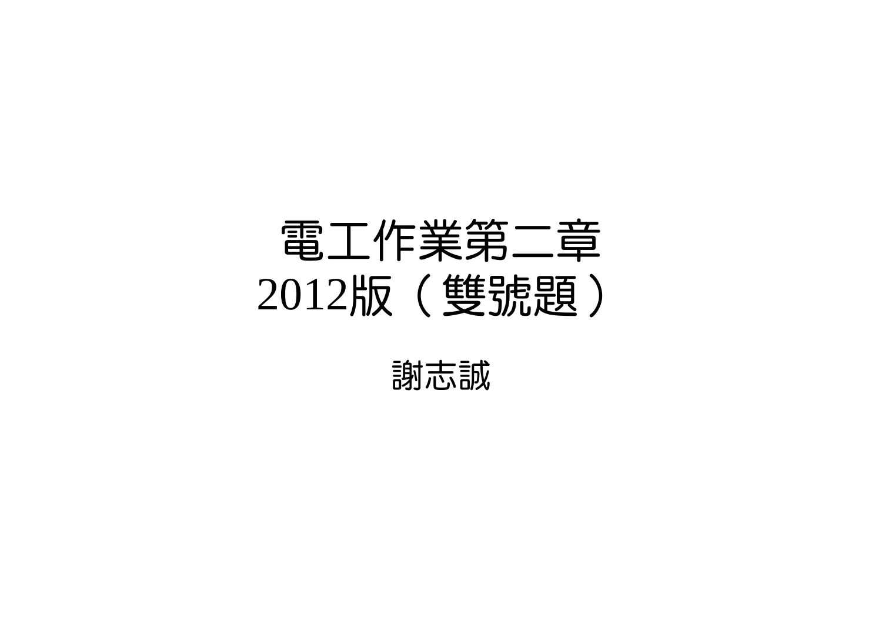# 電工作業第二章
# 2012版（雙號題）

謝志誠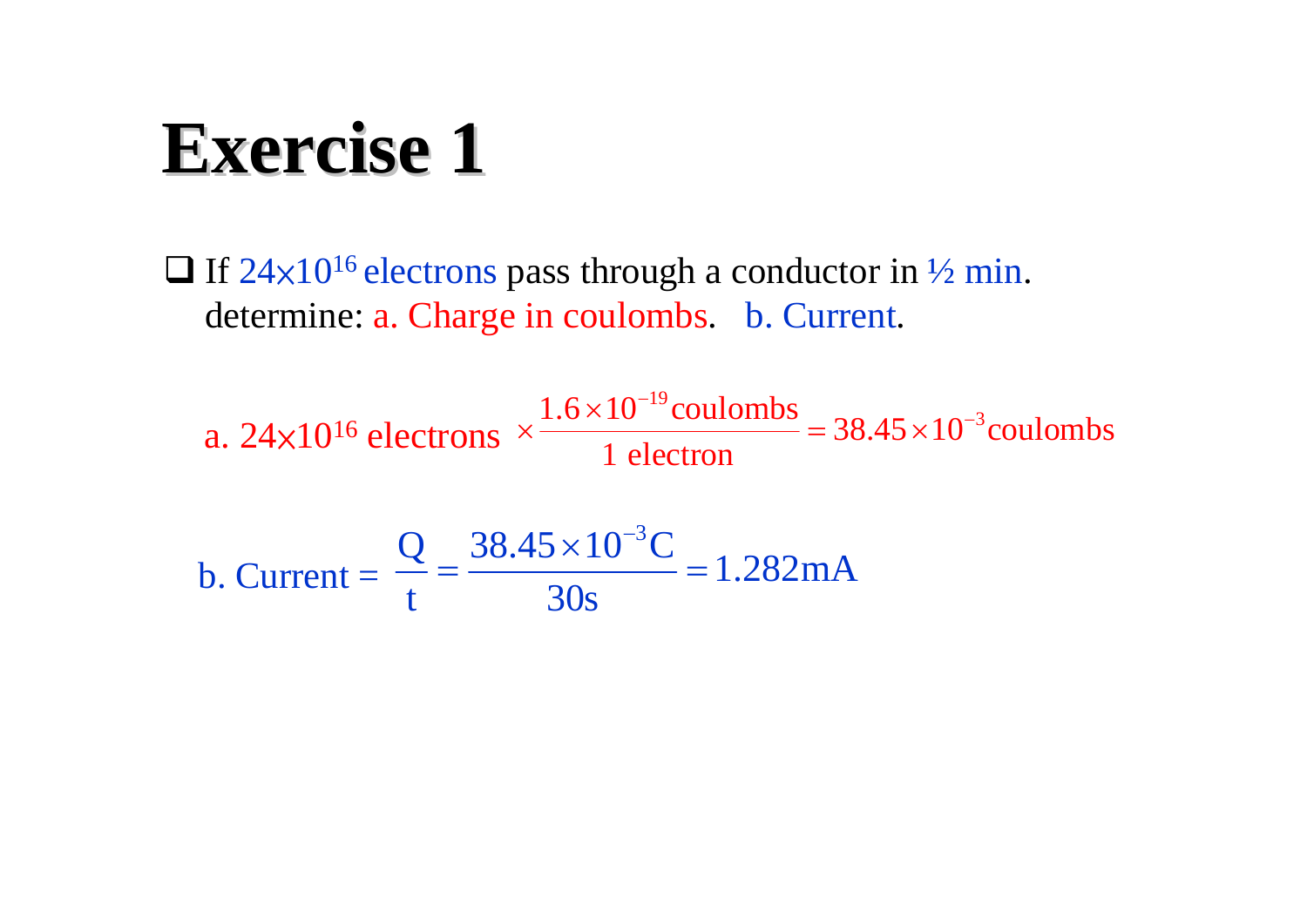# Exercise 1

- If $24 \times 10^{16}$ electrons pass through a conductor in ½ min. determine: a. Charge in coulombs. b. Current.

a. $24 \times 10^{16}$ electrons $\times \dfrac{1.6 \times 10^{-19}\text{coulombs}}{1 \text{ electron}} = 38.45 \times 10^{-3}\text{coulombs}$

b. Current = $\dfrac{Q}{t} = \dfrac{38.45 \times 10^{-3}\text{C}}{30\text{s}} = 1.282\text{mA}$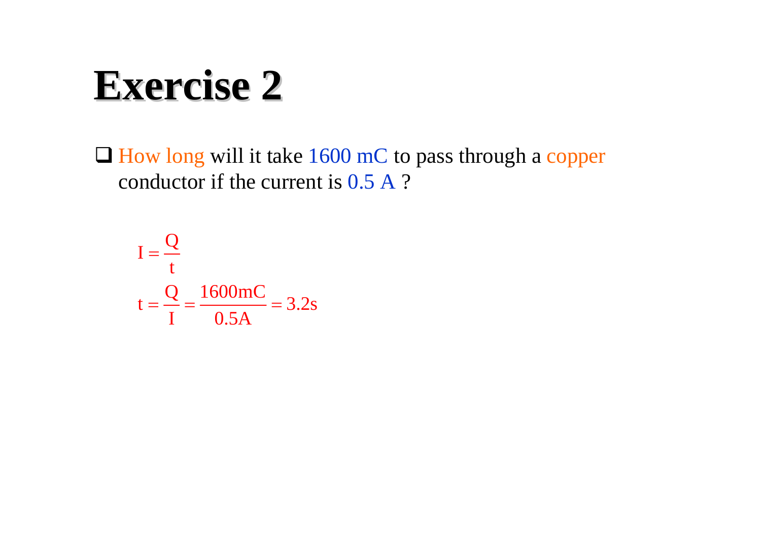# Exercise 2

- How long will it take 1600 mC to pass through a copper conductor if the current is 0.5 A ?

$$I = \frac{Q}{t}$$

$$t = \frac{Q}{I} = \frac{1600\text{mC}}{0.5\text{A}} = 3.2\text{s}$$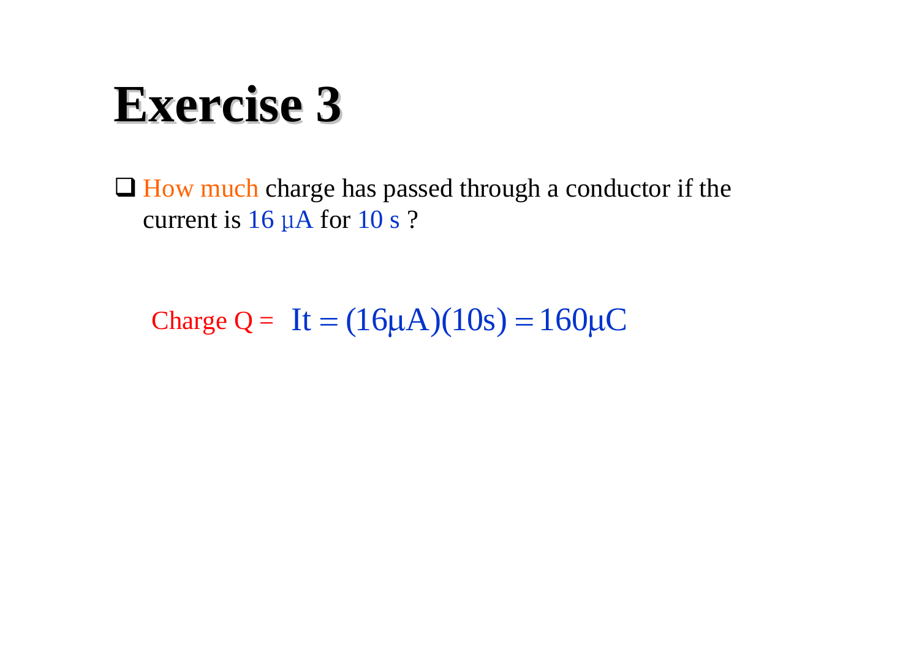# Exercise 3

- How much charge has passed through a conductor if the current is 16 μA for 10 s ?

Charge Q = $It = (16\mu A)(10s) = 160\mu C$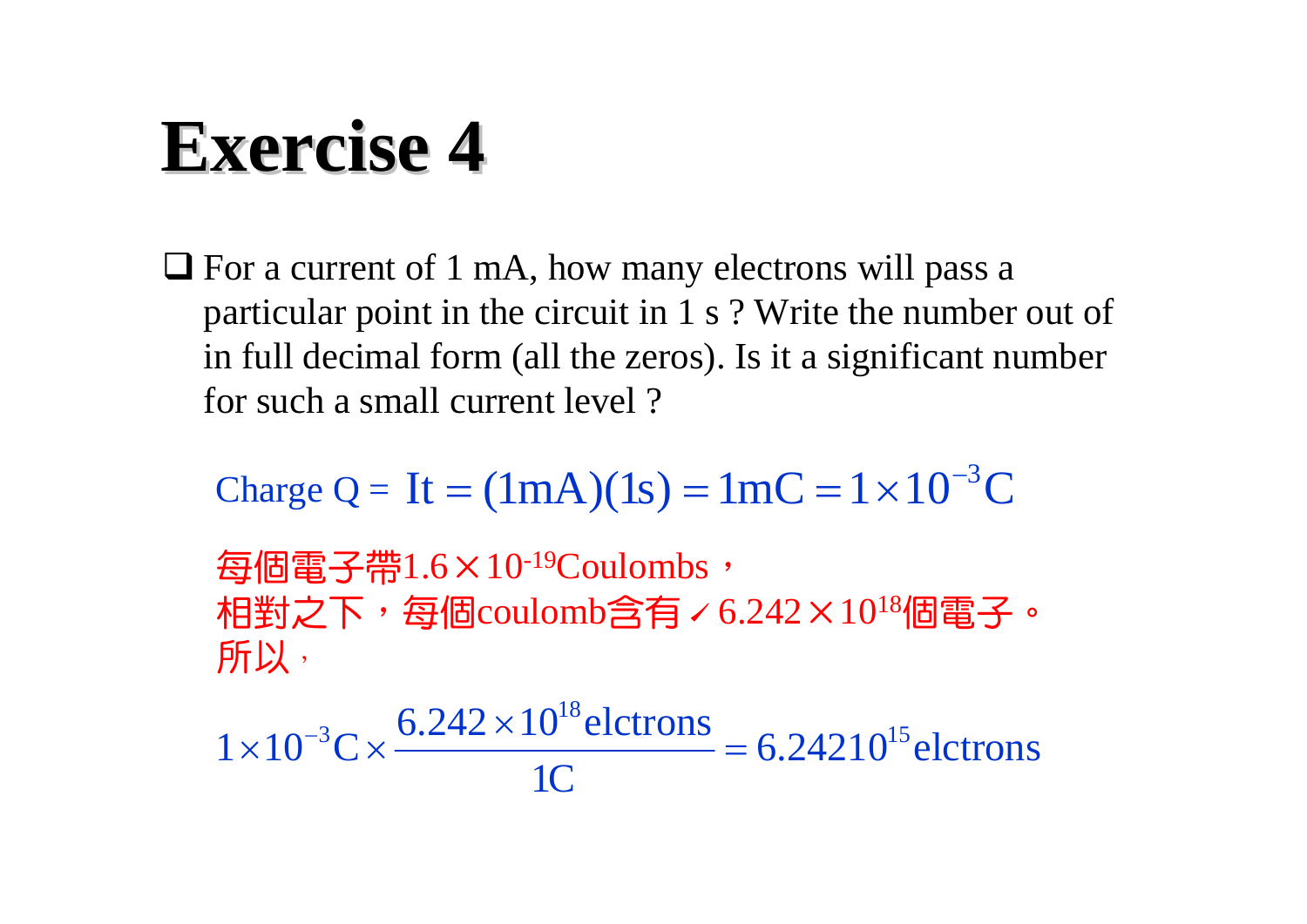# Exercise 4

- For a current of 1 mA, how many electrons will pass a particular point in the circuit in 1 s ? Write the number out of in full decimal form (all the zeros). Is it a significant number for such a small current level ?

Charge Q = $It = (1mA)(1s) = 1mC = 1 \times 10^{-3}C$

每個電子帶1.6×10$^{-19}$Coulombs，
相對之下，每個coulomb含有∕6.242×10$^{18}$個電子。
所以，

$$1 \times 10^{-3}C \times \frac{6.242 \times 10^{18}\text{elctrons}}{1C} = 6.24210^{15}\text{elctrons}$$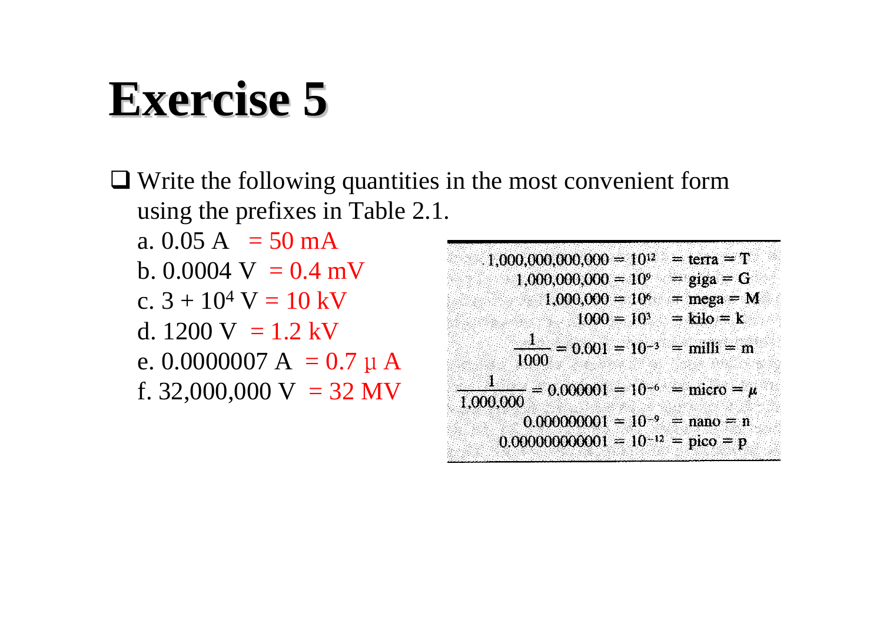# Exercise 5

- Write the following quantities in the most convenient form using the prefixes in Table 2.1.

  a. 0.05 A = 50 mA

  b. 0.0004 V = 0.4 mV

  c. $3 + 10^4$ V = 10 kV

  d. 1200 V = 1.2 kV

  e. 0.0000007 A = 0.7 µ A

  f. 32,000,000 V = 32 MV

| | | |
|---|---|---|
| $1{,}000{,}000{,}000{,}000 = 10^{12}$ | = terra | = T |
| $1{,}000{,}000{,}000 = 10^{9}$ | = giga | = G |
| $1{,}000{,}000 = 10^{6}$ | = mega | = M |
| $1000 = 10^{3}$ | = kilo | = k |
| $\frac{1}{1000} = 0.001 = 10^{-3}$ | = milli | = m |
| $\frac{1}{1{,}000{,}000} = 0.000001 = 10^{-6}$ | = micro | = $\mu$ |
| $0.000000001 = 10^{-9}$ | = nano | = n |
| $0.000000000001 = 10^{-12}$ | = pico | = p |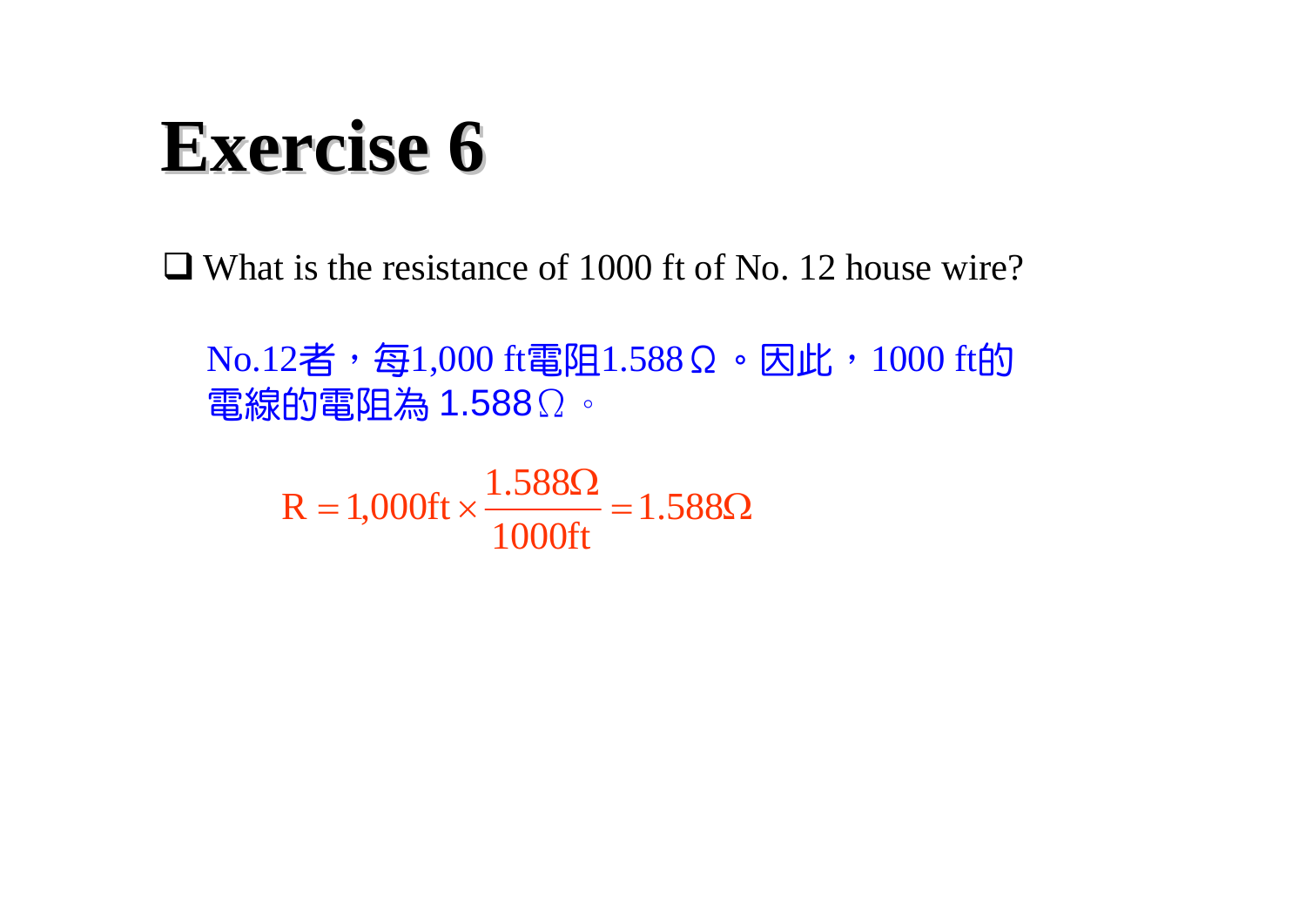# Exercise 6

- What is the resistance of 1000 ft of No. 12 house wire?

No.12者，每1,000 ft電阻1.588Ω。因此，1000 ft的電線的電阻為 1.588Ω。

$$R = 1{,}000\text{ft} \times \frac{1.588\Omega}{1000\text{ft}} = 1.588\Omega$$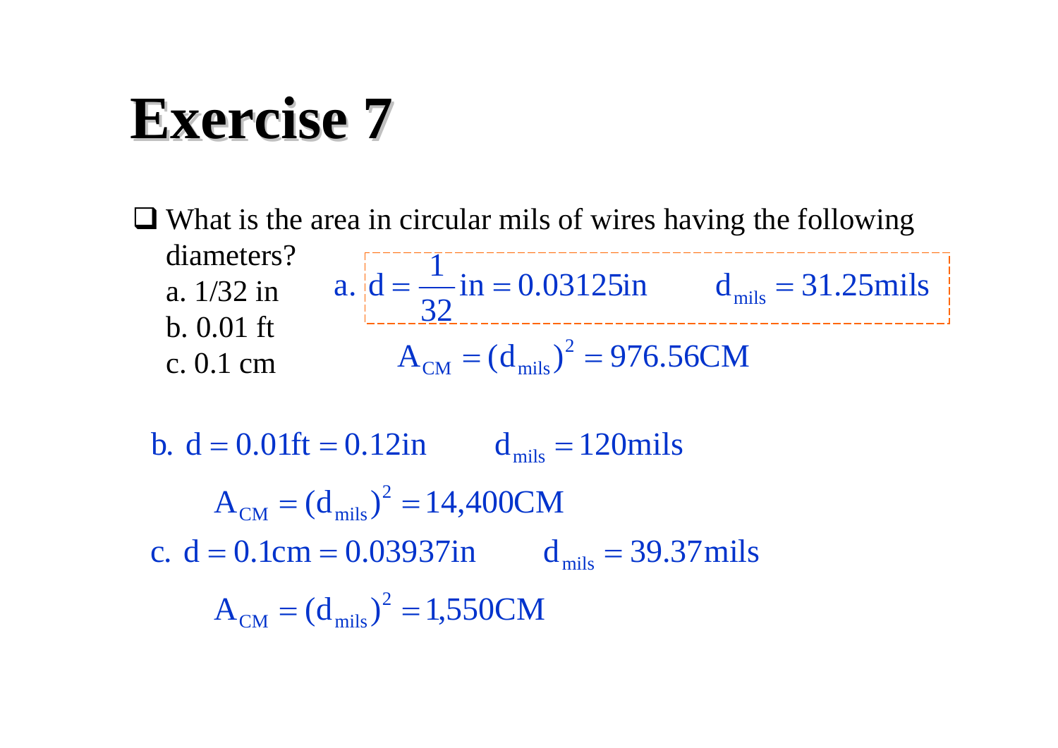# Exercise 7

- What is the area in circular mils of wires having the following diameters?
  - a. 1/32 in
  - b. 0.01 ft
  - c. 0.1 cm

a. $d = \frac{1}{32}\text{in} = 0.03125\text{in} \qquad d_{mils} = 31.25\text{mils}$

$$A_{CM} = (d_{mils})^2 = 976.56\text{CM}$$

b. $d = 0.01\text{ft} = 0.12\text{in} \qquad d_{mils} = 120\text{mils}$

$$A_{CM} = (d_{mils})^2 = 14{,}400\text{CM}$$

c. $d = 0.1\text{cm} = 0.03937\text{in} \qquad d_{mils} = 39.37\text{mils}$

$$A_{CM} = (d_{mils})^2 = 1{,}550\text{CM}$$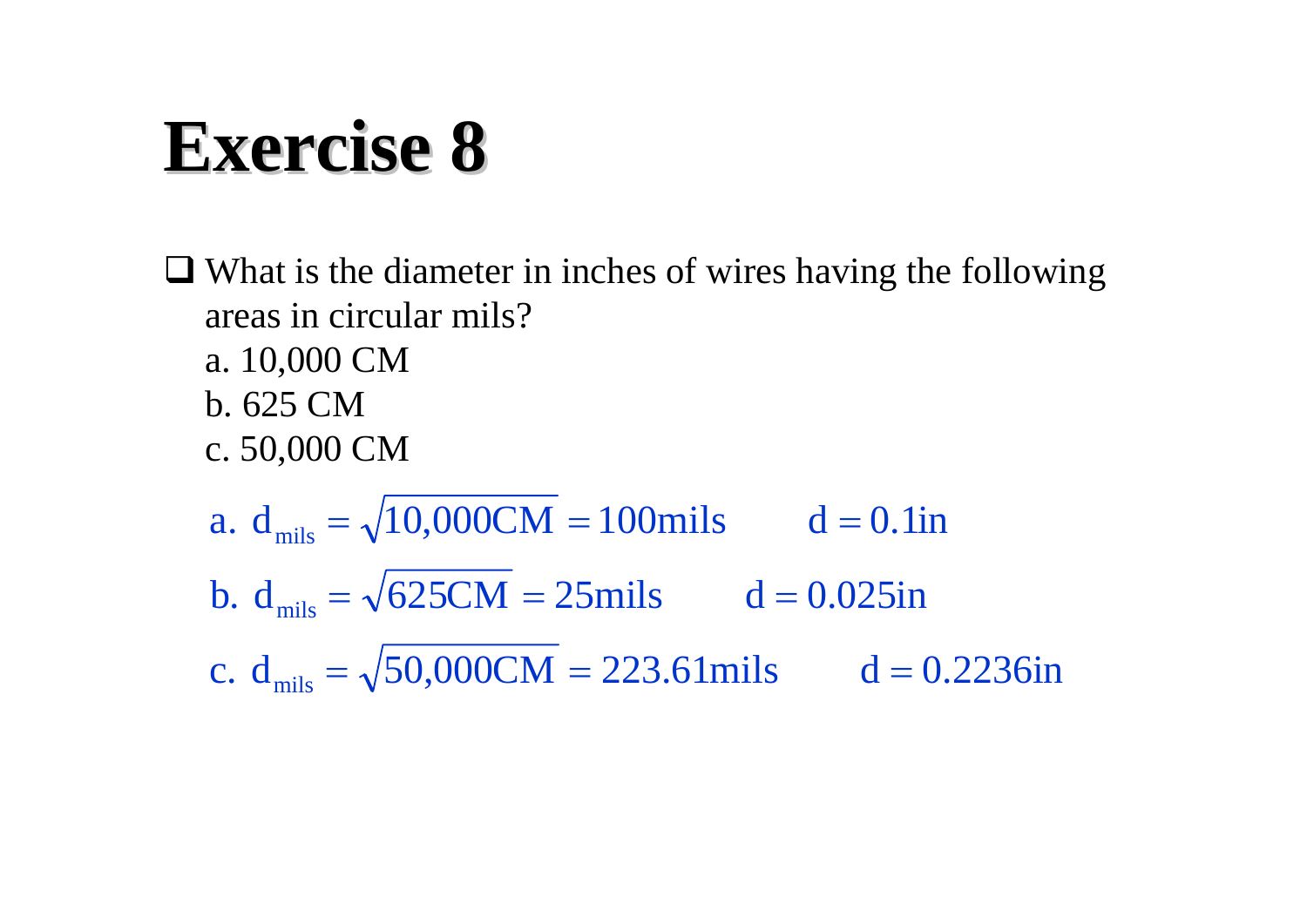# Exercise 8

- What is the diameter in inches of wires having the following areas in circular mils?
  a. 10,000 CM
  b. 625 CM
  c. 50,000 CM

$$\text{a. } d_{mils} = \sqrt{10{,}000\text{CM}} = 100\text{mils} \qquad d = 0.1\text{in}$$

$$\text{b. } d_{mils} = \sqrt{625\text{CM}} = 25\text{mils} \qquad d = 0.025\text{in}$$

$$\text{c. } d_{mils} = \sqrt{50{,}000\text{CM}} = 223.61\text{mils} \qquad d = 0.2236\text{in}$$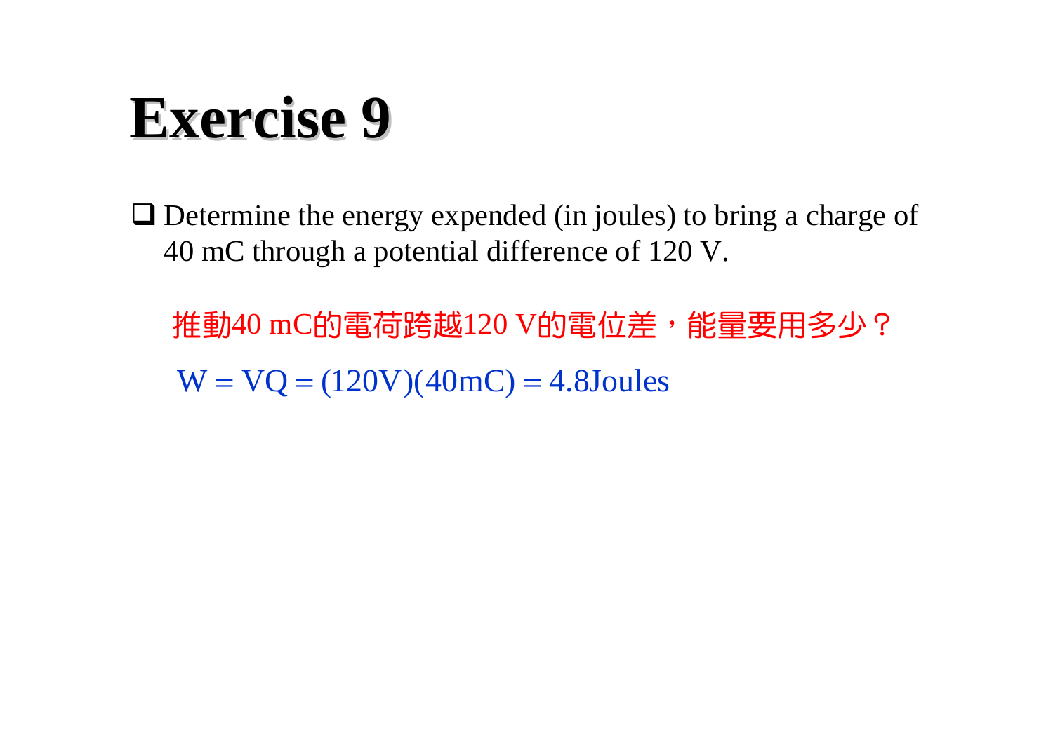# Exercise 9

- Determine the energy expended (in joules) to bring a charge of 40 mC through a potential difference of 120 V.

推動40 mC的電荷跨越120 V的電位差，能量要用多少？

$$W = VQ = (120V)(40mC) = 4.8 \text{Joules}$$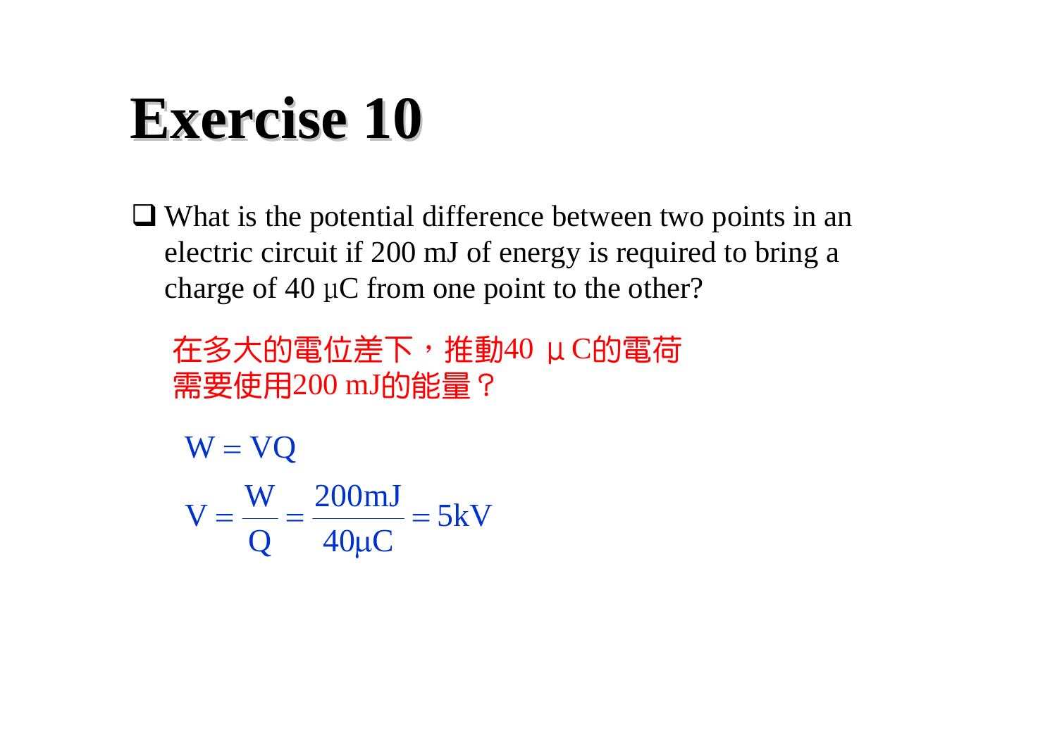# Exercise 10

- What is the potential difference between two points in an electric circuit if 200 mJ of energy is required to bring a charge of 40 μC from one point to the other?

在多大的電位差下，推動40 μC的電荷需要使用200 mJ的能量？

$$W = VQ$$

$$V = \frac{W}{Q} = \frac{200\text{mJ}}{40\mu\text{C}} = 5\text{kV}$$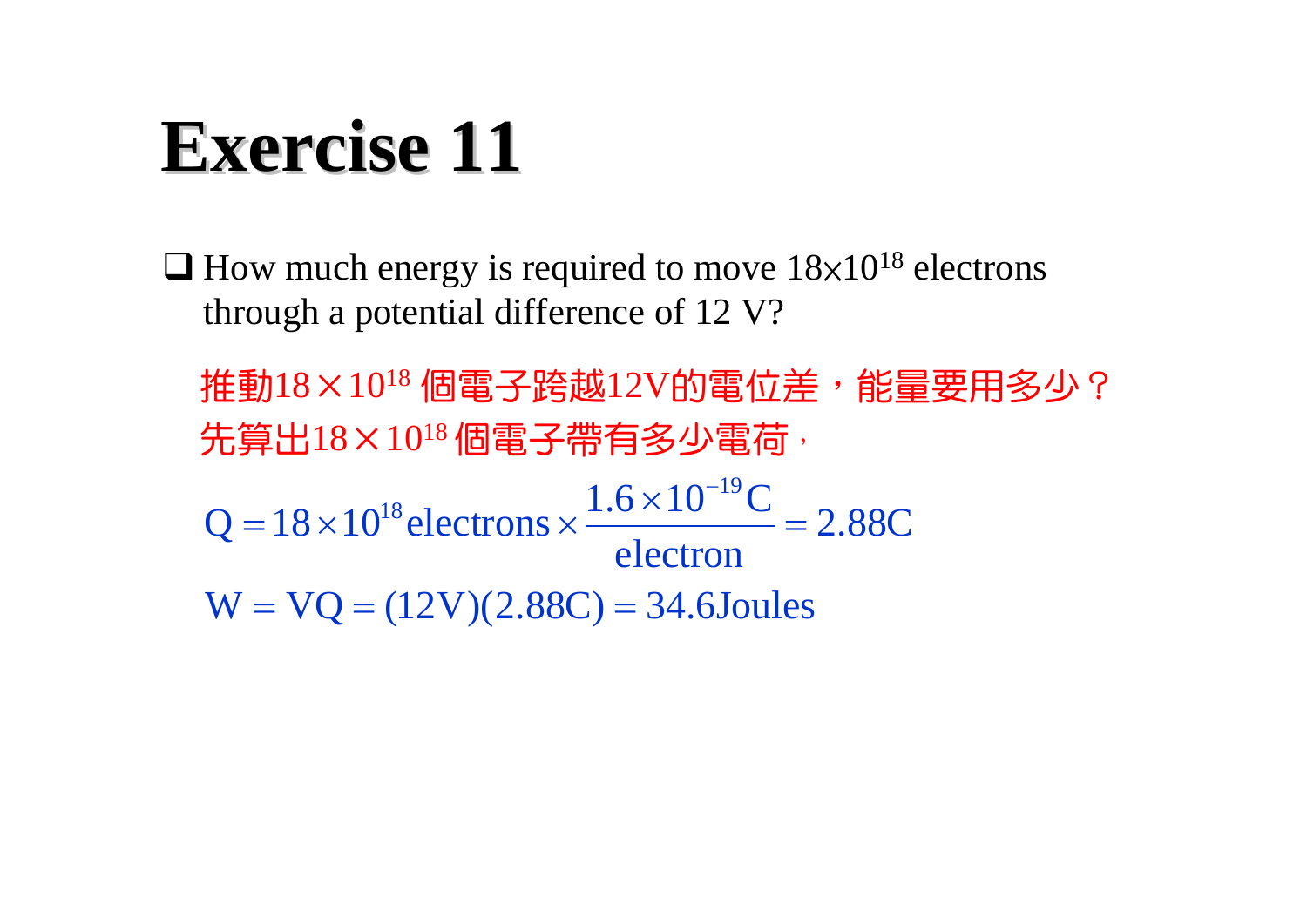# Exercise 11

- How much energy is required to move $18\times10^{18}$ electrons through a potential difference of 12 V?

推動$18\times10^{18}$ 個電子跨越12V的電位差，能量要用多少？

先算出$18\times10^{18}$個電子帶有多少電荷，

$$Q = 18\times10^{18}\text{electrons}\times\frac{1.6\times10^{-19}\text{C}}{\text{electron}} = 2.88\text{C}$$

$$W = VQ = (12\text{V})(2.88\text{C}) = 34.6\text{Joules}$$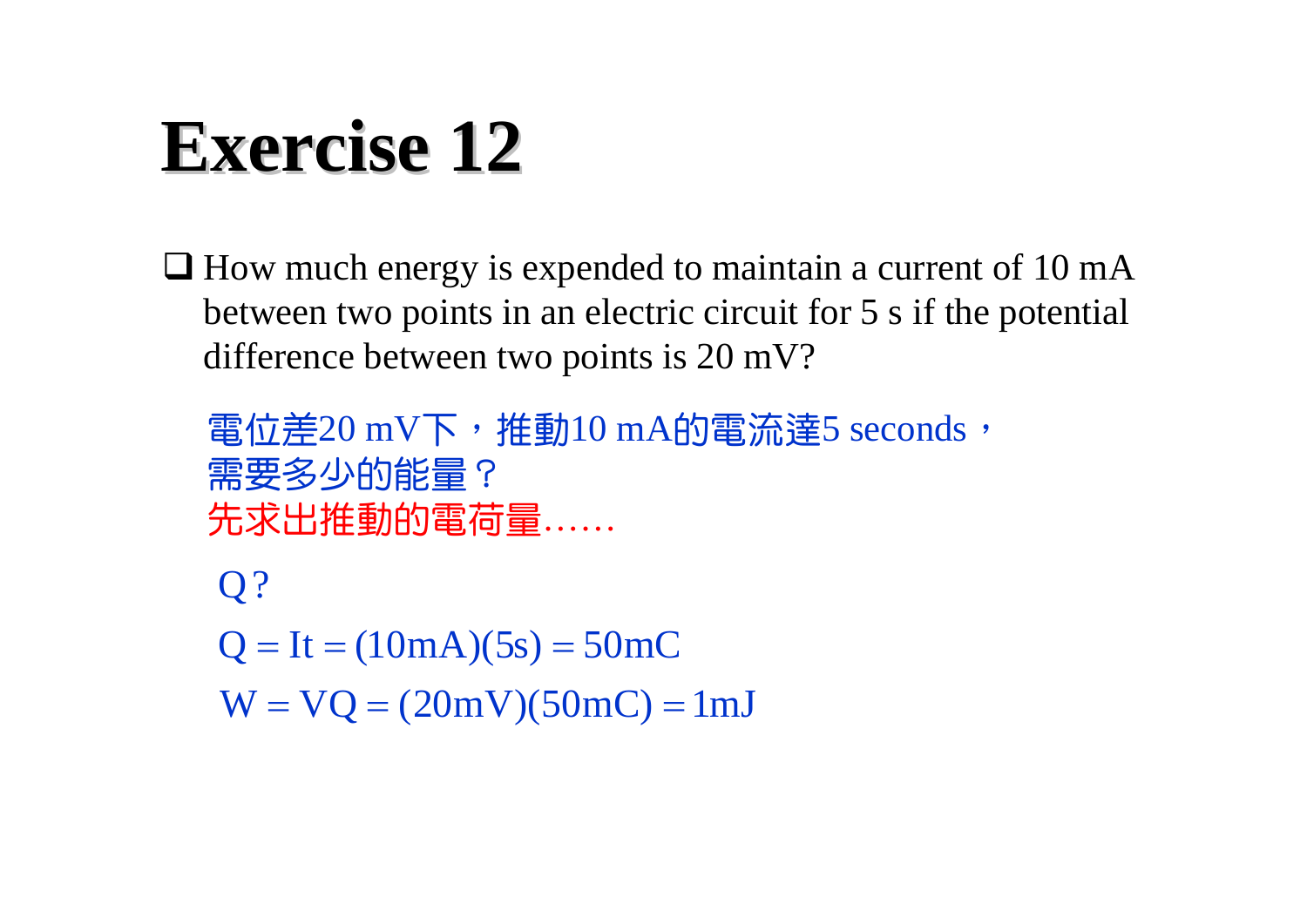# Exercise 12

- How much energy is expended to maintain a current of 10 mA between two points in an electric circuit for 5 s if the potential difference between two points is 20 mV?

電位差20 mV下，推動10 mA的電流達5 seconds，
需要多少的能量？
先求出推動的電荷量……

Q?

$$Q = It = (10\text{mA})(5\text{s}) = 50\text{mC}$$

$$W = VQ = (20\text{mV})(50\text{mC}) = 1\text{mJ}$$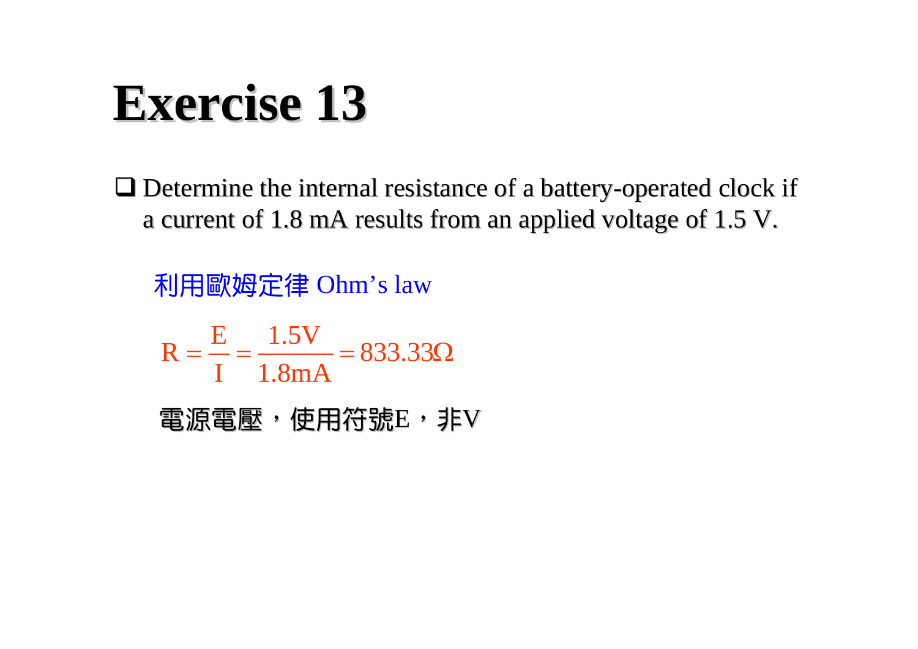# Exercise 13

- Determine the internal resistance of a battery-operated clock if a current of 1.8 mA results from an applied voltage of 1.5 V.

利用歐姆定律 Ohm’s law

$$R = \frac{E}{I} = \frac{1.5\text{V}}{1.8\text{mA}} = 833.33\Omega$$

電源電壓，使用符號E，非V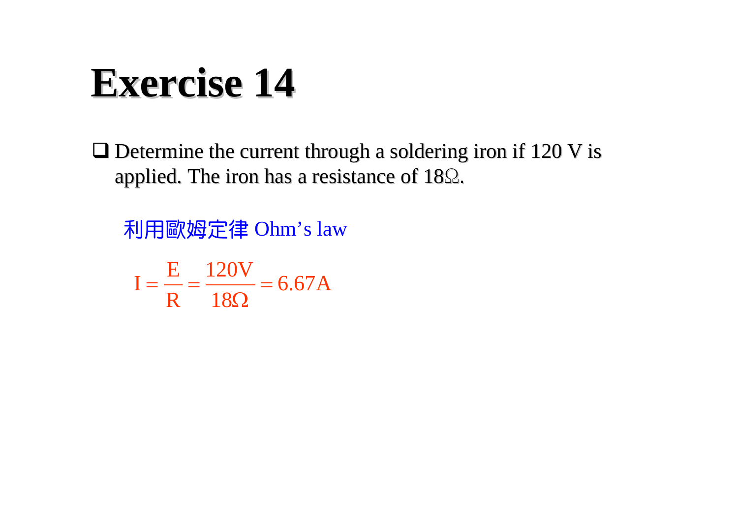# Exercise 14

- Determine the current through a soldering iron if 120 V is applied. The iron has a resistance of 18Ω.

利用歐姆定律 Ohm’s law

$$I = \frac{E}{R} = \frac{120V}{18\Omega} = 6.67A$$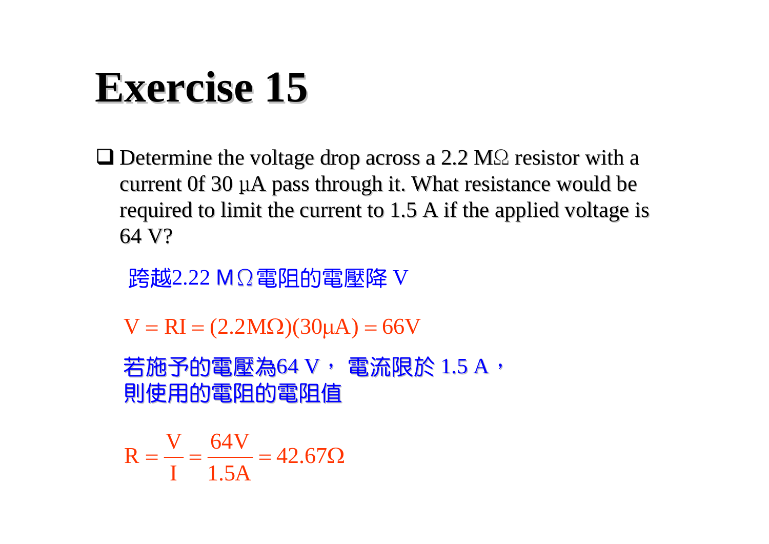# Exercise 15

- Determine the voltage drop across a 2.2 MΩ resistor with a current 0f 30 μA pass through it. What resistance would be required to limit the current to 1.5 A if the applied voltage is 64 V?

跨越2.22 MΩ電阻的電壓降 V

$$V = RI = (2.2\text{M}\Omega)(30\mu\text{A}) = 66\text{V}$$

若施予的電壓為64 V， 電流限於 1.5 A，
則使用的電阻的電阻值

$$R = \frac{V}{I} = \frac{64\text{V}}{1.5\text{A}} = 42.67\Omega$$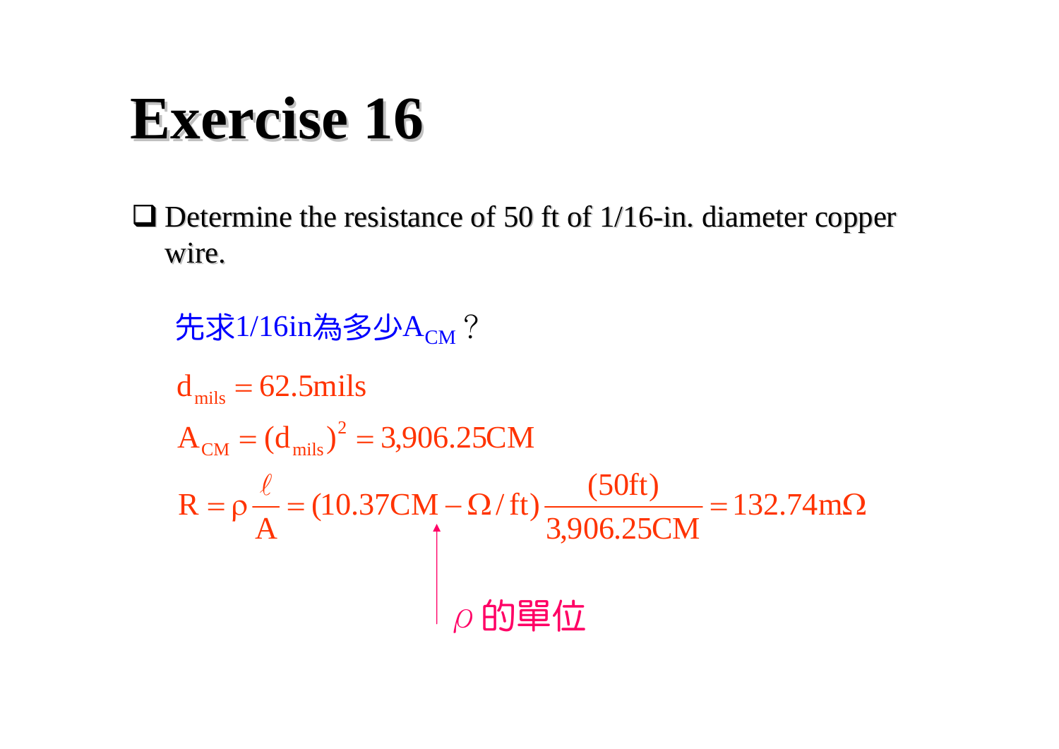# Exercise 16

- Determine the resistance of 50 ft of 1/16-in. diameter copper wire.

先求1/16in為多少$A_{CM}$？

$$d_{mils} = 62.5\text{mils}$$

$$A_{CM} = (d_{mils})^2 = 3{,}906.25\text{CM}$$

$$R = \rho\frac{\ell}{A} = (10.37\text{CM} - \Omega/\text{ft})\frac{(50\text{ft})}{3{,}906.25\text{CM}} = 132.74\text{m}\Omega$$

$\rho$ 的單位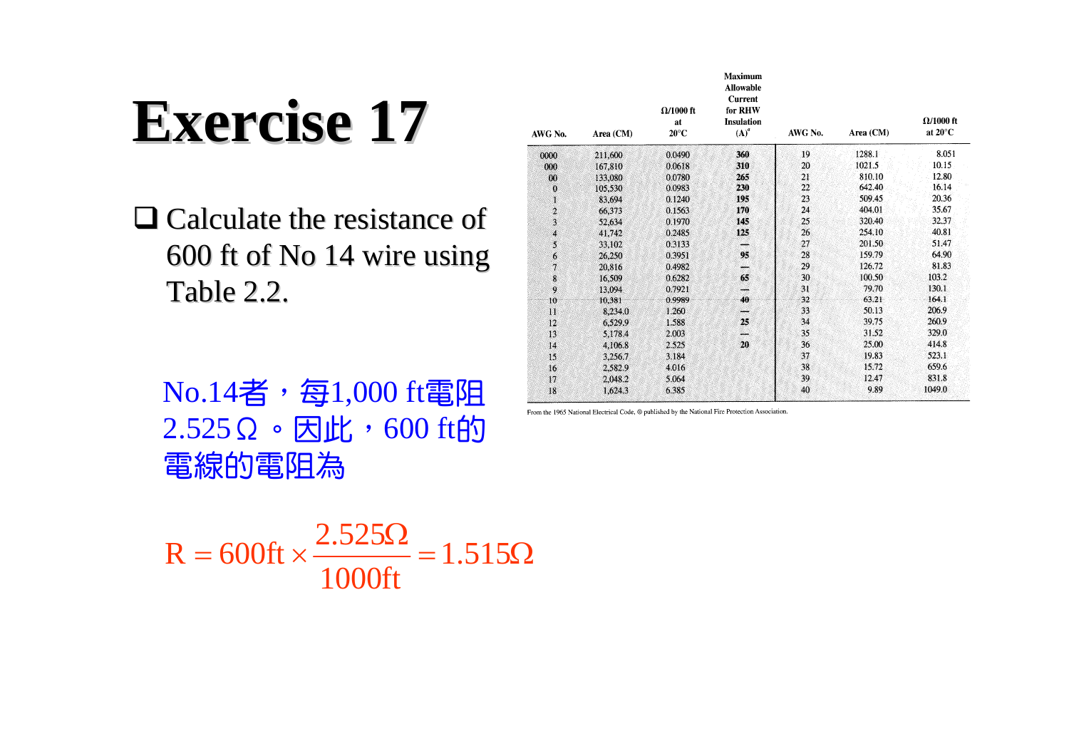# Exercise 17

- Calculate the resistance of 600 ft of No 14 wire using Table 2.2.

| AWG No. | Area (CM) | Ω/1000 ft at 20°C | Maximum Allowable Current for RHW Insulation (A)[a] | AWG No. | Area (CM) | Ω/1000 ft at 20°C |
|---|---|---|---|---|---|---|
| 0000 | 211,600 | 0.0490 | 360 | 19 | 1288.1 | 8.051 |
| 000 | 167,810 | 0.0618 | 310 | 20 | 1021.5 | 10.15 |
| 00 | 133,080 | 0.0780 | 265 | 21 | 810.10 | 12.80 |
| 0 | 105,530 | 0.0983 | 230 | 22 | 642.40 | 16.14 |
| 1 | 83,694 | 0.1240 | 195 | 23 | 509.45 | 20.36 |
| 2 | 66,373 | 0.1563 | 170 | 24 | 404.01 | 35.67 |
| 3 | 52,634 | 0.1970 | 145 | 25 | 320.40 | 32.37 |
| 4 | 41,742 | 0.2485 | 125 | 26 | 254.10 | 40.81 |
| 5 | 33,102 | 0.3133 | — | 27 | 201.50 | 51.47 |
| 6 | 26,250 | 0.3951 | 95 | 28 | 159.79 | 64.90 |
| 7 | 20,816 | 0.4982 | — | 29 | 126.72 | 81.83 |
| 8 | 16,509 | 0.6282 | 65 | 30 | 100.50 | 103.2 |
| 9 | 13,094 | 0.7921 | — | 31 | 79.70 | 130.1 |
| 10 | 10,381 | 0.9989 | 40 | 32 | 63.21 | 164.1 |
| 11 | 8,234.0 | 1.260 | — | 33 | 50.13 | 206.9 |
| 12 | 6,529.9 | 1.588 | 25 | 34 | 39.75 | 260.9 |
| 13 | 5,178.4 | 2.003 | — | 35 | 31.52 | 329.0 |
| 14 | 4,106.8 | 2.525 | 20 | 36 | 25.00 | 414.8 |
| 15 | 3,256.7 | 3.184 | | 37 | 19.83 | 523.1 |
| 16 | 2,582.9 | 4.016 | | 38 | 15.72 | 659.6 |
| 17 | 2,048.2 | 5.064 | | 39 | 12.47 | 831.8 |
| 18 | 1,624.3 | 6.385 | | 40 | 9.89 | 1049.0 |

From the 1965 National Electrical Code, © published by the National Fire Protection Association.

No.14者，每1,000 ft電阻2.525Ω。因此，600 ft的電線的電阻為

$$R = 600\text{ft} \times \frac{2.525\Omega}{1000\text{ft}} = 1.515\Omega$$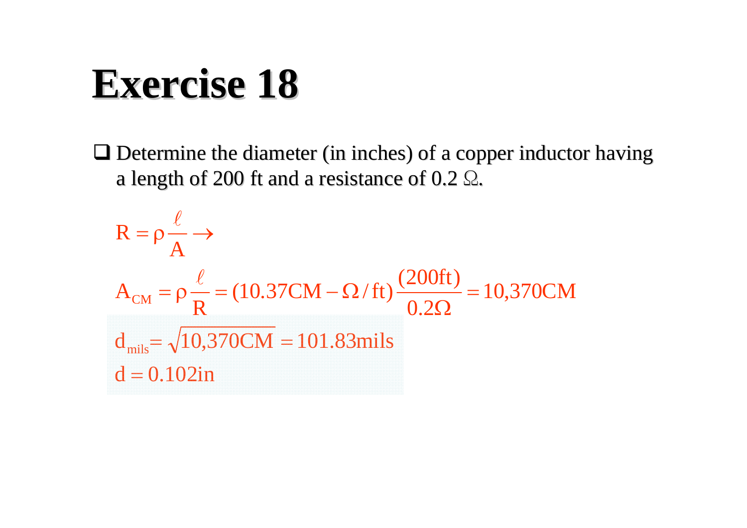# Exercise 18

- Determine the diameter (in inches) of a copper inductor having a length of 200 ft and a resistance of 0.2 Ω.

$$R = \rho \frac{\ell}{A} \rightarrow$$

$$A_{CM} = \rho \frac{\ell}{R} = (10.37\text{CM} - \Omega / \text{ft}) \frac{(200\text{ft})}{0.2\Omega} = 10{,}370\text{CM}$$

$$d_{mils} = \sqrt{10{,}370\text{CM}} = 101.83\text{mils}$$

$$d = 0.102\text{in}$$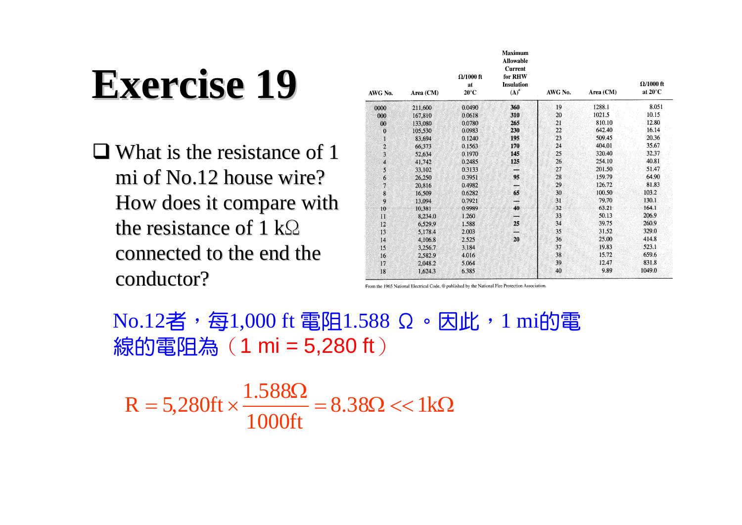# Exercise 19

- What is the resistance of 1 mi of No.12 house wire? How does it compare with the resistance of 1 kΩ connected to the end the conductor?

| AWG No. | Area (CM) | Ω/1000 ft at 20°C | Maximum Allowable Current for RHW Insulation (A)[a] | AWG No. | Area (CM) | Ω/1000 ft at 20°C |
|---|---|---|---|---|---|---|
| 0000 | 211,600 | 0.0490 | 360 | 19 | 1288.1 | 8.051 |
| 000 | 167,810 | 0.0618 | 310 | 20 | 1021.5 | 10.15 |
| 00 | 133,080 | 0.0780 | 265 | 21 | 810.10 | 12.80 |
| 0 | 105,530 | 0.0983 | 230 | 22 | 642.40 | 16.14 |
| 1 | 83,694 | 0.1240 | 195 | 23 | 509.45 | 20.36 |
| 2 | 66,373 | 0.1563 | 170 | 24 | 404.01 | 35.67 |
| 3 | 52,634 | 0.1970 | 145 | 25 | 320.40 | 32.37 |
| 4 | 41,742 | 0.2485 | 125 | 26 | 254.10 | 40.81 |
| 5 | 33,102 | 0.3133 | — | 27 | 201.50 | 51.47 |
| 6 | 26,250 | 0.3951 | 95 | 28 | 159.79 | 64.90 |
| 7 | 20,816 | 0.4982 | — | 29 | 126.72 | 81.83 |
| 8 | 16,509 | 0.6282 | 65 | 30 | 100.50 | 103.2 |
| 9 | 13,094 | 0.7921 | — | 31 | 79.70 | 130.1 |
| 10 | 10,381 | 0.9989 | 40 | 32 | 63.21 | 164.1 |
| 11 | 8,234.0 | 1.260 | — | 33 | 50.13 | 206.9 |
| 12 | 6,529.9 | 1.588 | 25 | 34 | 39.75 | 260.9 |
| 13 | 5,178.4 | 2.003 | — | 35 | 31.52 | 329.0 |
| 14 | 4,106.8 | 2.525 | 20 | 36 | 25.00 | 414.8 |
| 15 | 3,256.7 | 3.184 | | 37 | 19.83 | 523.1 |
| 16 | 2,582.9 | 4.016 | | 38 | 15.72 | 659.6 |
| 17 | 2,048.2 | 5.064 | | 39 | 12.47 | 831.8 |
| 18 | 1,624.3 | 6.385 | | 40 | 9.89 | 1049.0 |

From the 1965 National Electrical Code, ® published by the National Fire Protection Association.

No.12者，每1,000 ft 電阻1.588 Ω。因此，1 mi的電線的電阻為（1 mi = 5,280 ft）

$$R = 5{,}280\text{ft} \times \frac{1.588\Omega}{1000\text{ft}} = 8.38\Omega << 1\text{k}\Omega$$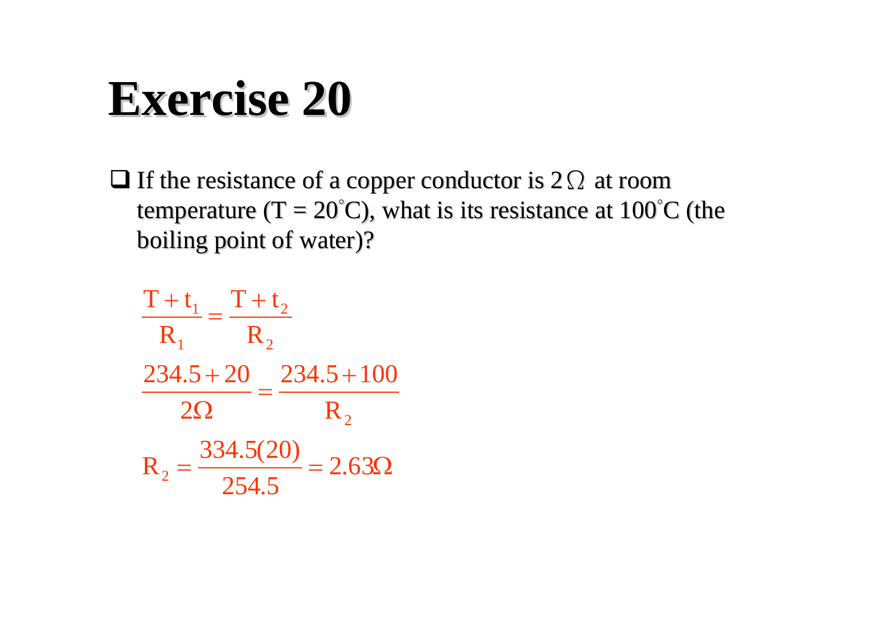# Exercise 20

- If the resistance of a copper conductor is $2\,\Omega$ at room temperature (T = 20°C), what is its resistance at 100°C (the boiling point of water)?

$$\frac{T + t_1}{R_1} = \frac{T + t_2}{R_2}$$

$$\frac{234.5 + 20}{2\Omega} = \frac{234.5 + 100}{R_2}$$

$$R_2 = \frac{334.5(20)}{254.5} = 2.63\Omega$$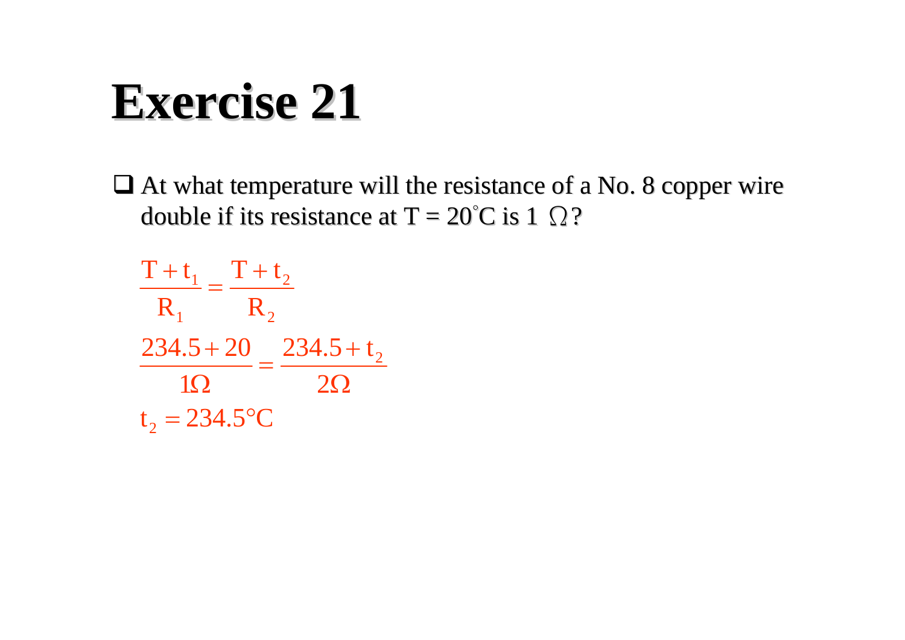# Exercise 21

- At what temperature will the resistance of a No. 8 copper wire double if its resistance at T = 20°C is 1 $\Omega$?

$$\frac{T + t_1}{R_1} = \frac{T + t_2}{R_2}$$

$$\frac{234.5 + 20}{1\Omega} = \frac{234.5 + t_2}{2\Omega}$$

$$t_2 = 234.5°C$$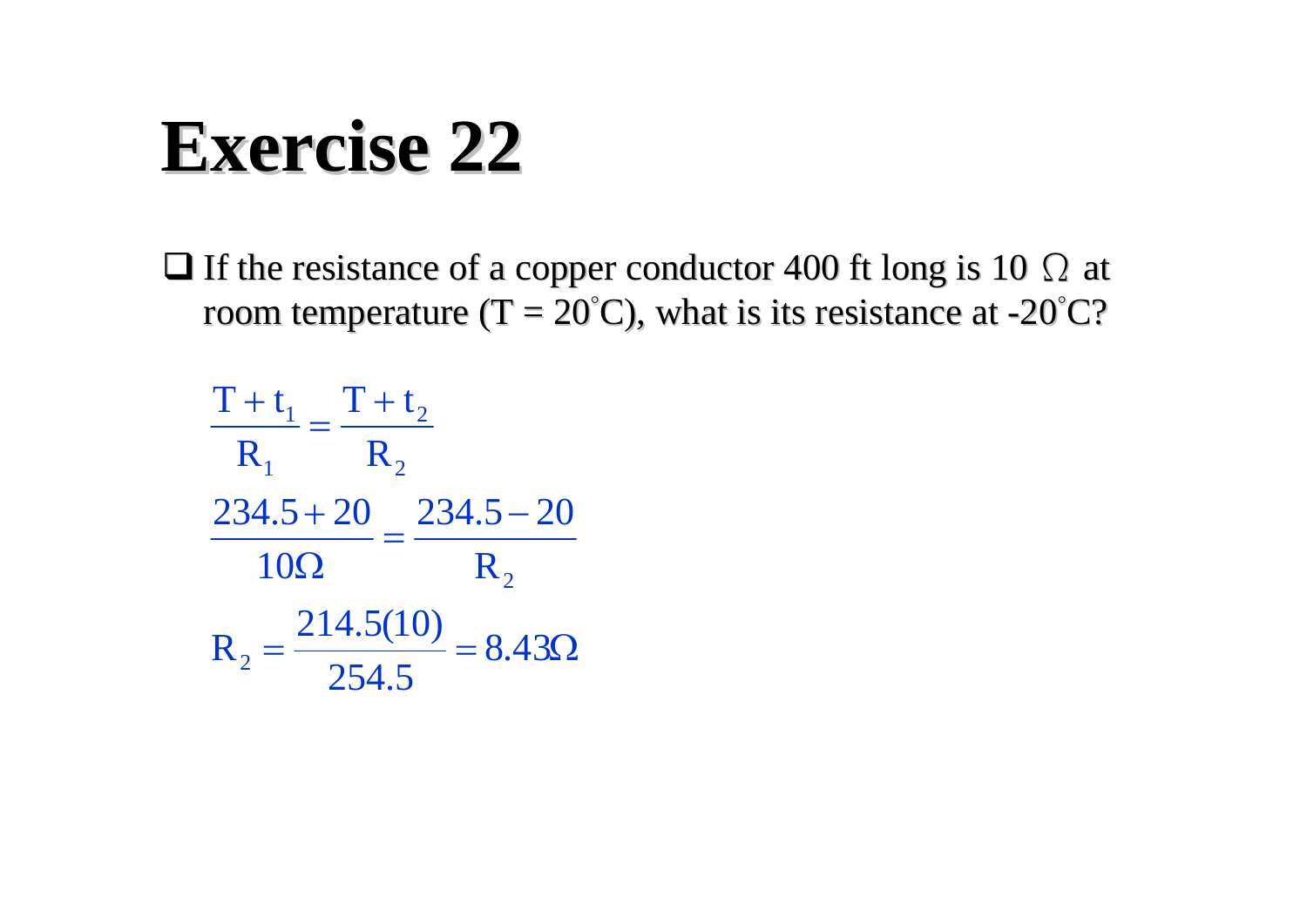# Exercise 22

- If the resistance of a copper conductor 400 ft long is 10 Ω at room temperature (T = 20°C), what is its resistance at -20°C?

$$\frac{T + t_1}{R_1} = \frac{T + t_2}{R_2}$$

$$\frac{234.5 + 20}{10\Omega} = \frac{234.5 - 20}{R_2}$$

$$R_2 = \frac{214.5(10)}{254.5} = 8.43\Omega$$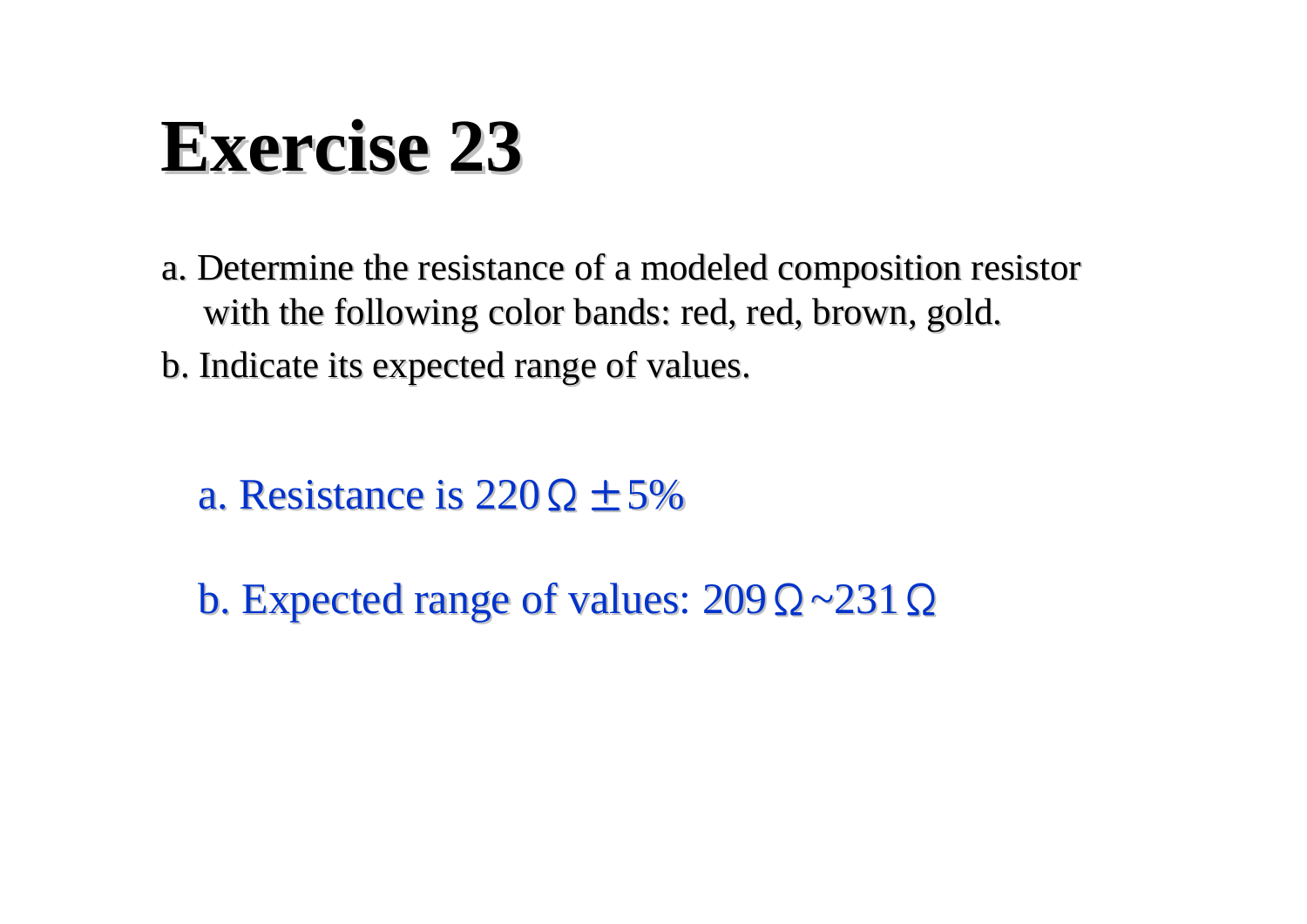# Exercise 23

a. Determine the resistance of a modeled composition resistor with the following color bands: red, red, brown, gold.

b. Indicate its expected range of values.

a. Resistance is $220\Omega \pm 5\%$

b. Expected range of values: $209\Omega \sim 231\Omega$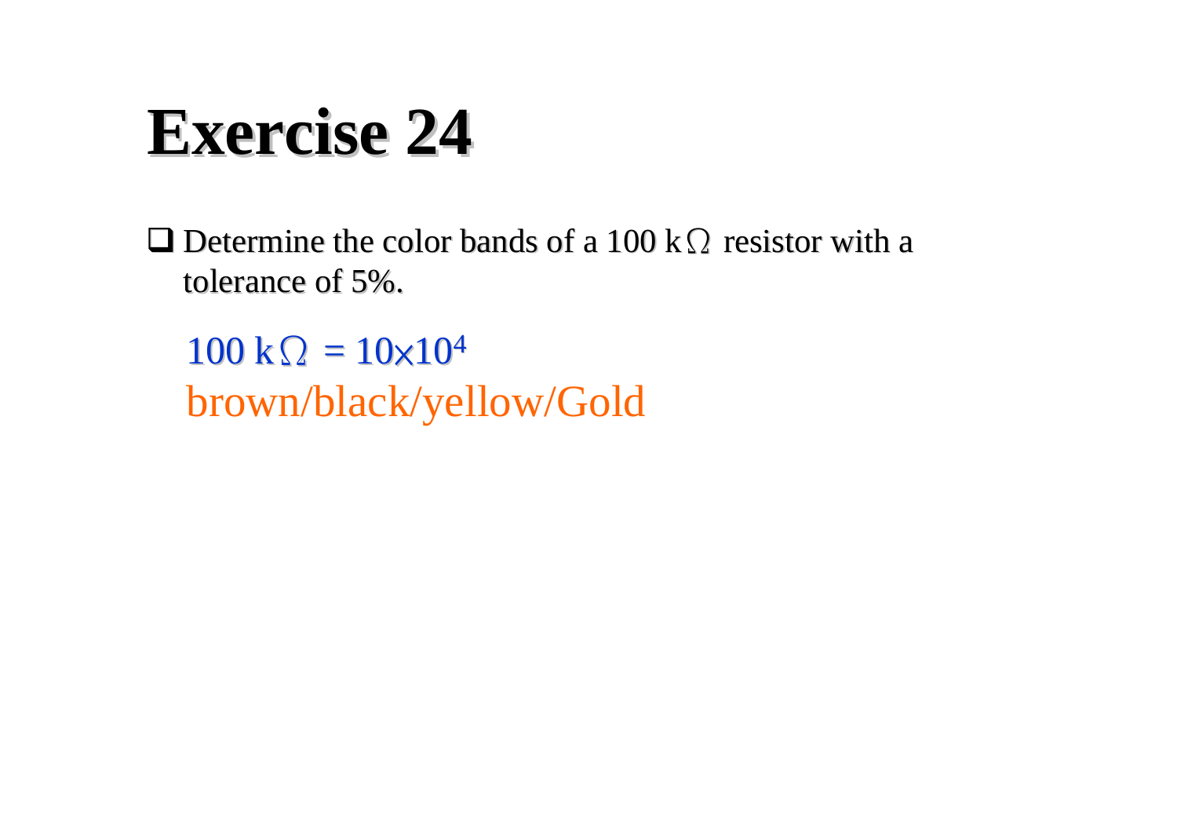# Exercise 24

- Determine the color bands of a 100 kΩ resistor with a tolerance of 5%.

  $100\ k\Omega = 10 \times 10^4$

  brown/black/yellow/Gold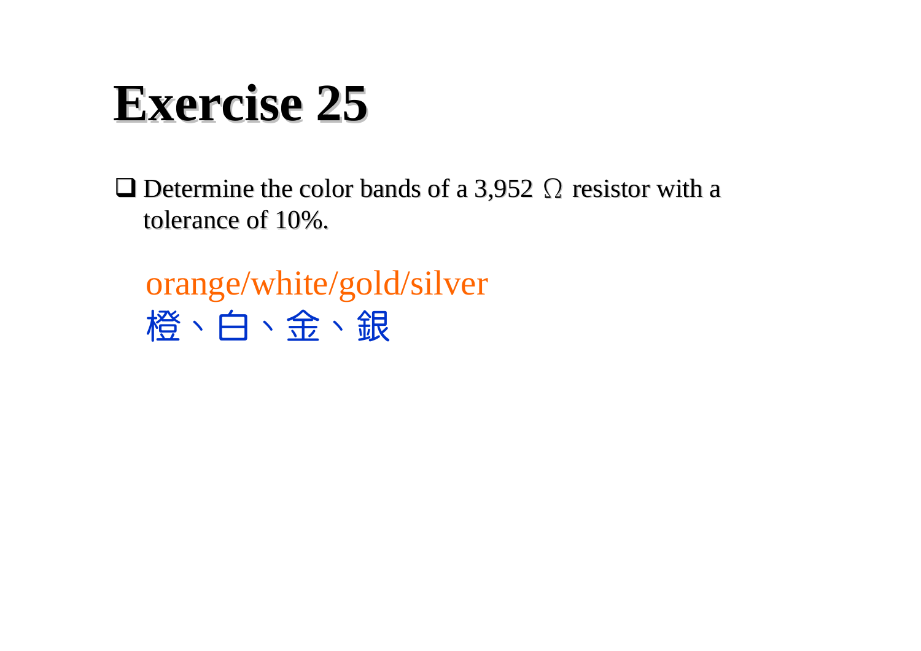# Exercise 25

- Determine the color bands of a 3,952 Ω resistor with a tolerance of 10%.

  orange/white/gold/silver

  橙、白、金、銀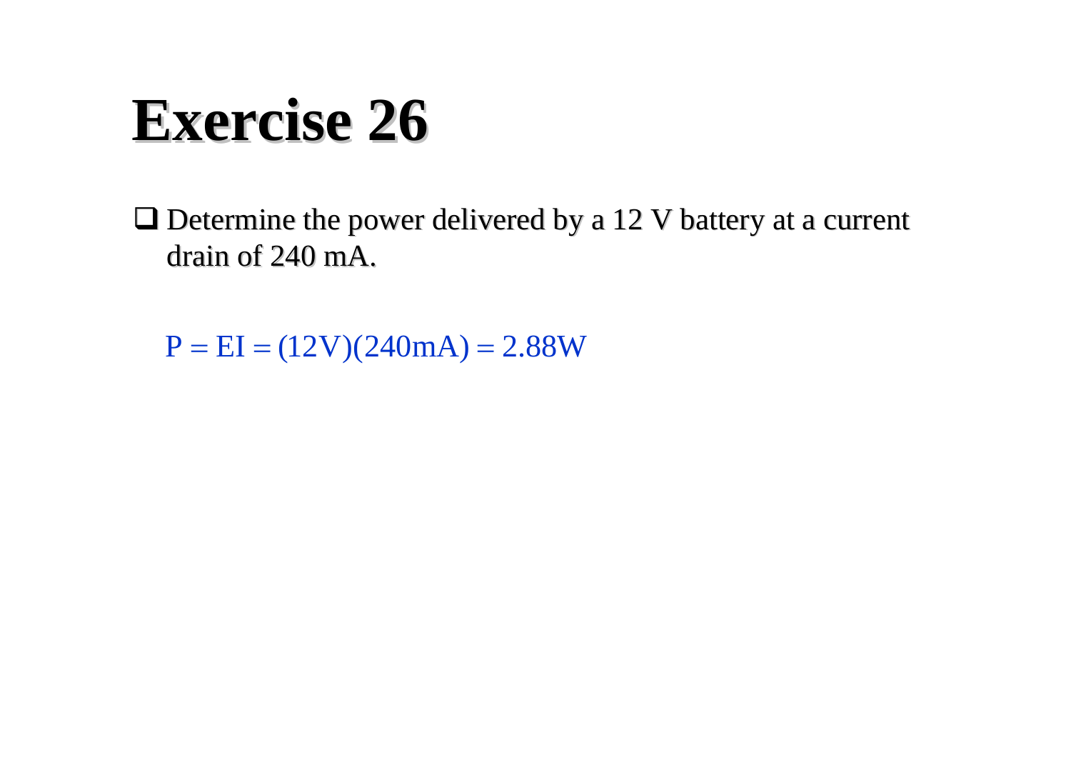# Exercise 26

- Determine the power delivered by a 12 V battery at a current drain of 240 mA.

$$P = EI = (12\text{V})(240\text{mA}) = 2.88\text{W}$$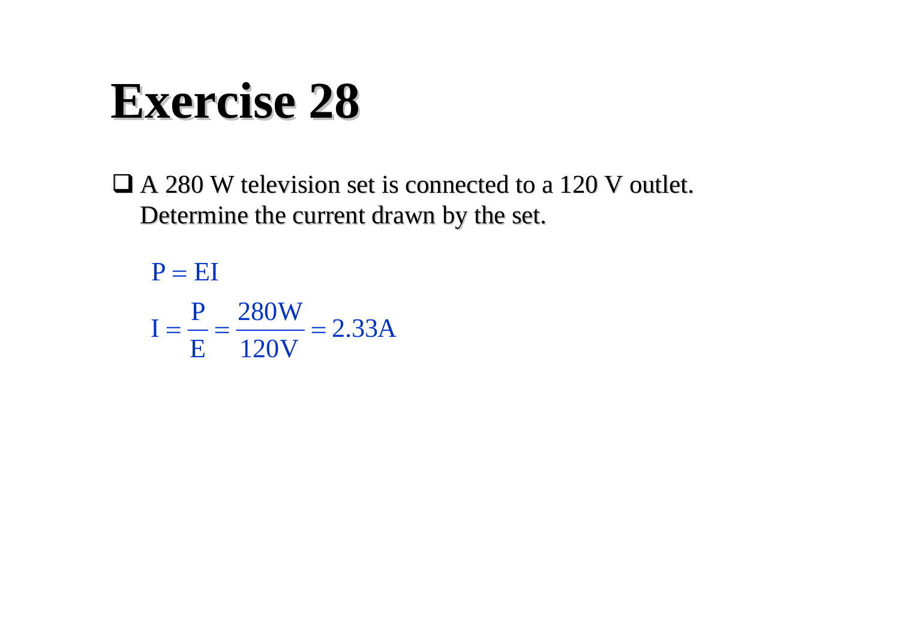# Exercise 28

- A 280 W television set is connected to a 120 V outlet. Determine the current drawn by the set.

$$P = EI$$

$$I = \frac{P}{E} = \frac{280\text{W}}{120\text{V}} = 2.33\text{A}$$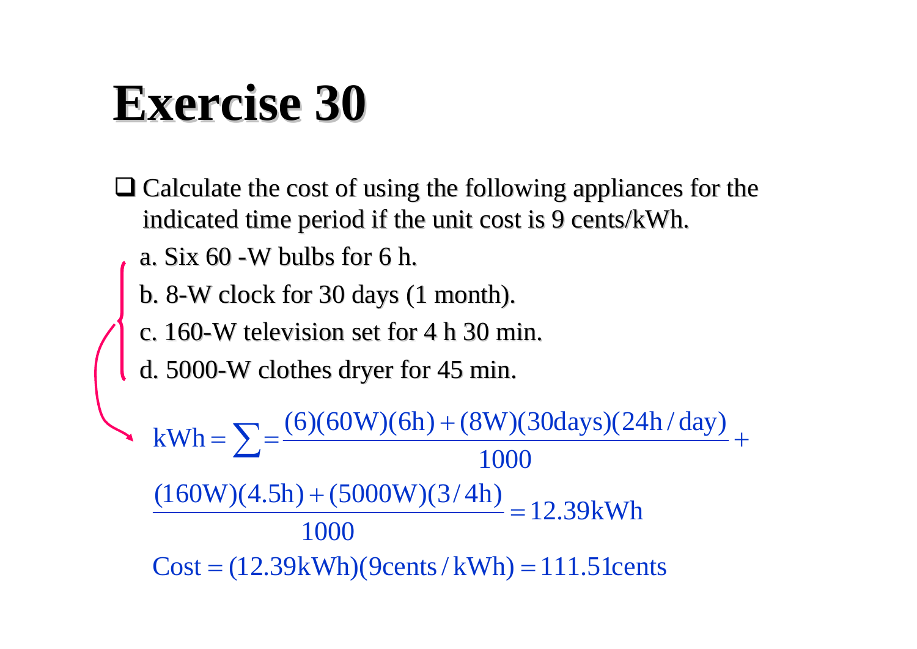# Exercise 30

- Calculate the cost of using the following appliances for the indicated time period if the unit cost is 9 cents/kWh.
  - a. Six 60 -W bulbs for 6 h.
  - b. 8-W clock for 30 days (1 month).
  - c. 160-W television set for 4 h 30 min.
  - d. 5000-W clothes dryer for 45 min.

$$\text{kWh} = \sum = \frac{(6)(60\text{W})(6\text{h}) + (8\text{W})(30\text{days})(24\text{h}/\text{day})}{1000} +$$

$$\frac{(160\text{W})(4.5\text{h}) + (5000\text{W})(3/4\text{h})}{1000} = 12.39\text{kWh}$$

$$\text{Cost} = (12.39\text{kWh})(9\text{cents}/\text{kWh}) = 111.51\text{cents}$$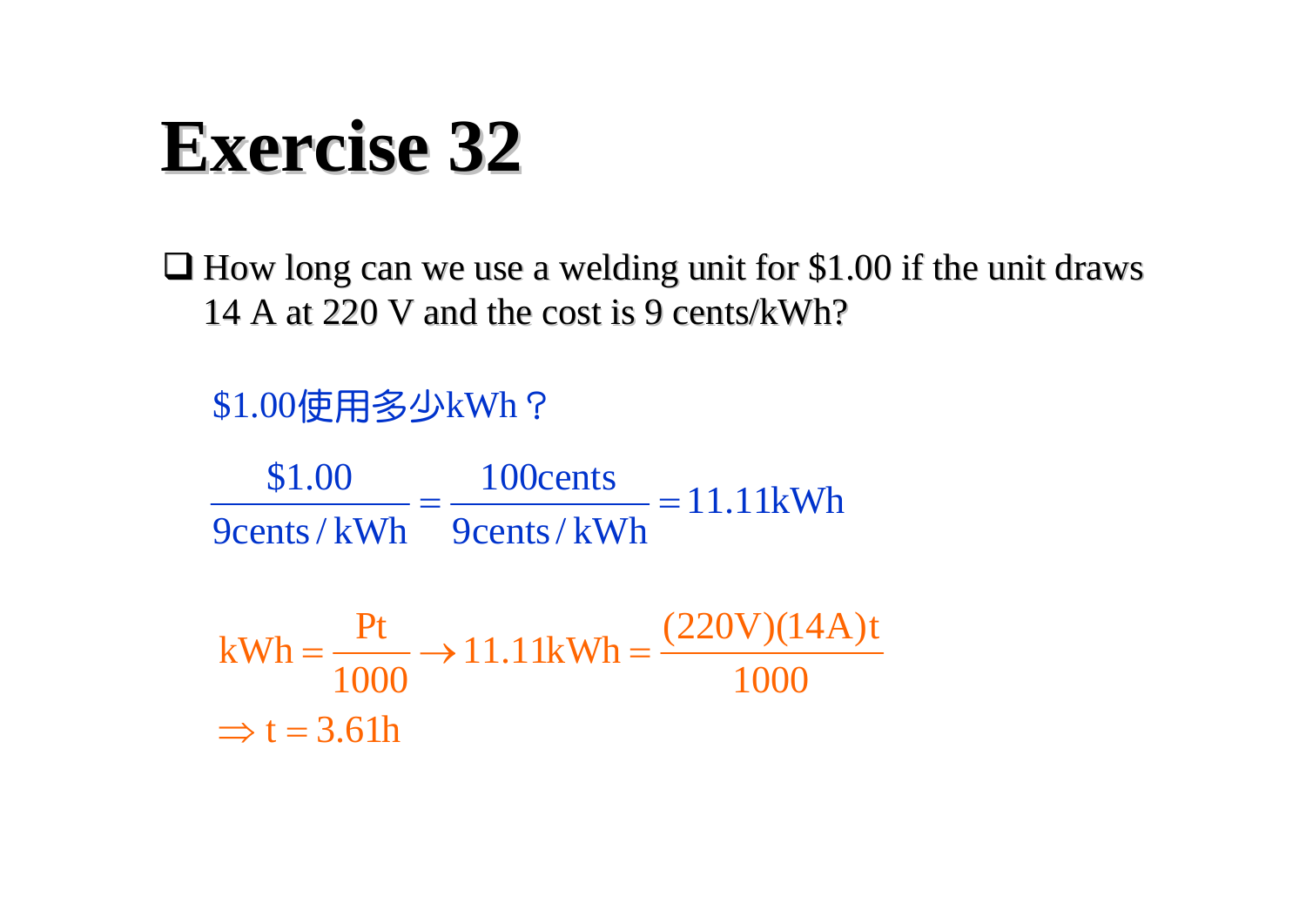# Exercise 32

- How long can we use a welding unit for $1.00 if the unit draws 14 A at 220 V and the cost is 9 cents/kWh?

$1.00使用多少kWh？

$$\frac{\$1.00}{9\text{cents}/\text{kWh}} = \frac{100\text{cents}}{9\text{cents}/\text{kWh}} = 11.11\text{kWh}$$

$$\text{kWh} = \frac{\text{Pt}}{1000} \rightarrow 11.11\text{kWh} = \frac{(220\text{V})(14\text{A})\text{t}}{1000}$$

$$\Rightarrow \text{t} = 3.61\text{h}$$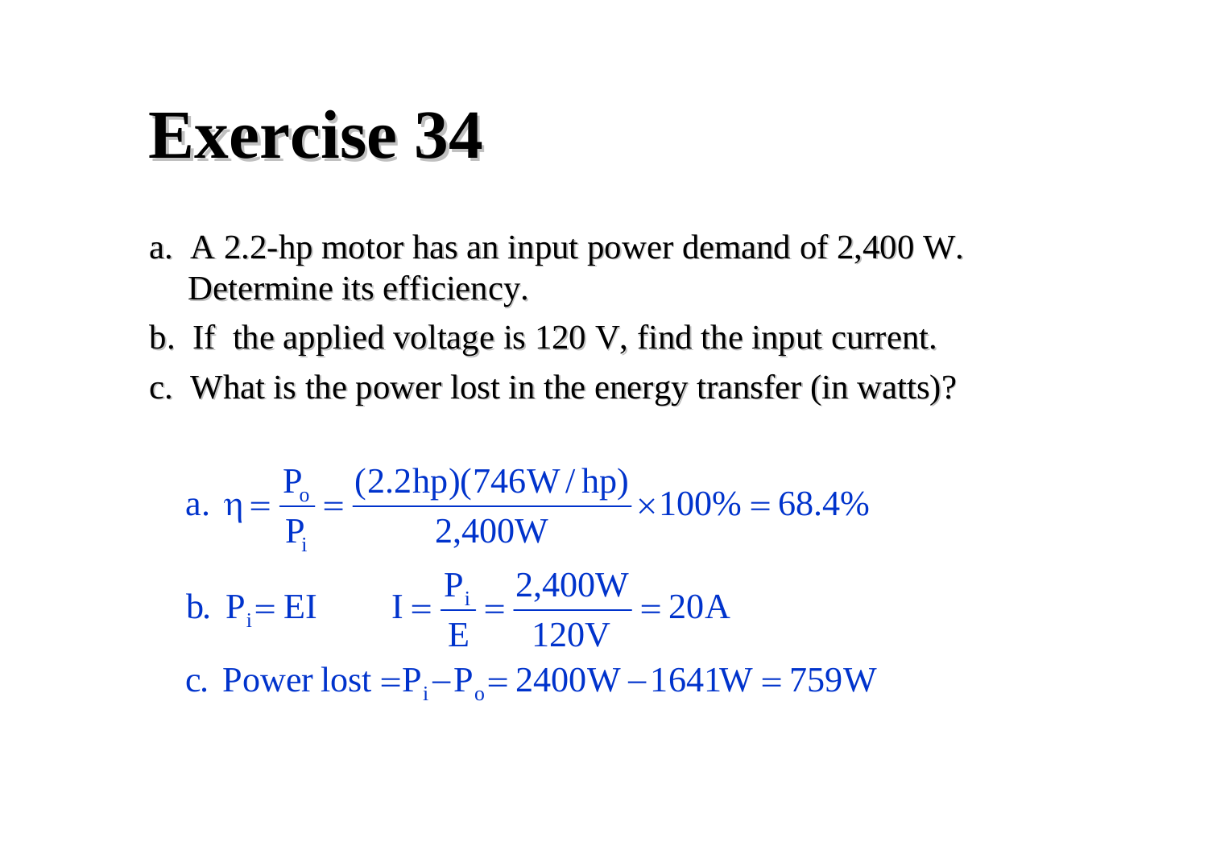# Exercise 34

a. A 2.2-hp motor has an input power demand of 2,400 W. Determine its efficiency.

b. If the applied voltage is 120 V, find the input current.

c. What is the power lost in the energy transfer (in watts)?

$$\text{a. } \eta = \frac{P_o}{P_i} = \frac{(2.2\text{hp})(746\text{W}/\text{hp})}{2{,}400\text{W}} \times 100\% = 68.4\%$$

$$\text{b. } P_i = EI \qquad I = \frac{P_i}{E} = \frac{2{,}400\text{W}}{120\text{V}} = 20\text{A}$$

$$\text{c. Power lost} = P_i - P_o = 2400\text{W} - 1641\text{W} = 759\text{W}$$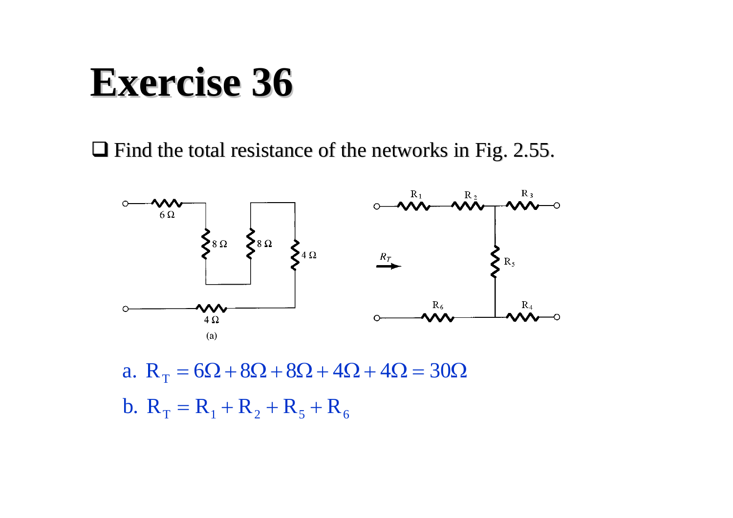# Exercise 36

- Find the total resistance of the networks in Fig. 2.55.

a. $R_T = 6\Omega + 8\Omega + 8\Omega + 4\Omega + 4\Omega = 30\Omega$

b. $R_T = R_1 + R_2 + R_5 + R_6$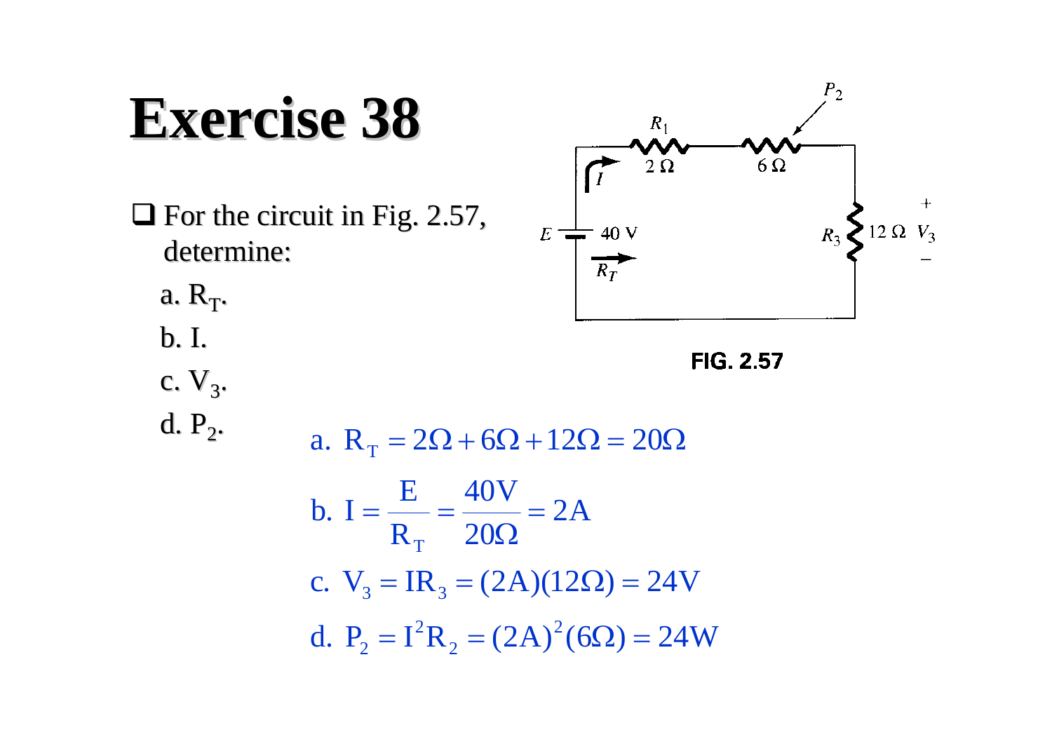# Exercise 38

- For the circuit in Fig. 2.57, determine:
  - a. $R_T$.
  - b. $I$.
  - c. $V_3$.
  - d. $P_2$.

FIG. 2.57

a. $R_T = 2\Omega + 6\Omega + 12\Omega = 20\Omega$

b. $I = \dfrac{E}{R_T} = \dfrac{40V}{20\Omega} = 2A$

c. $V_3 = IR_3 = (2A)(12\Omega) = 24V$

d. $P_2 = I^2R_2 = (2A)^2(6\Omega) = 24W$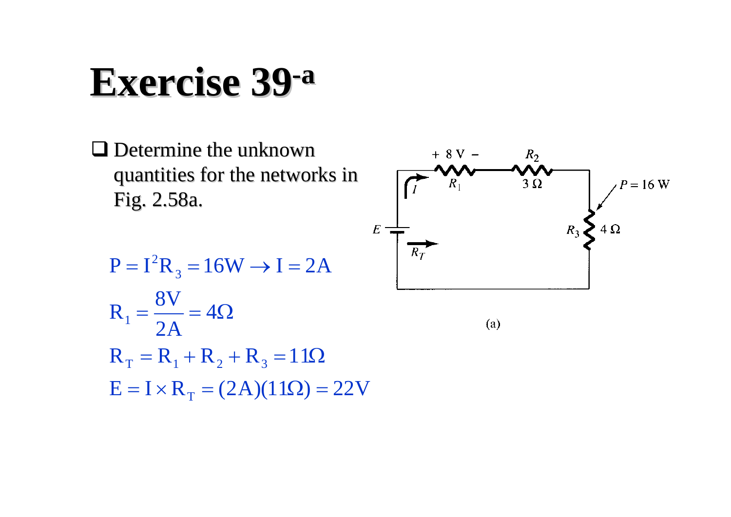# Exercise 39[-a]

- Determine the unknown quantities for the networks in Fig. 2.58a.

$$P = I^2 R_3 = 16\text{W} \rightarrow I = 2\text{A}$$

$$R_1 = \frac{8\text{V}}{2\text{A}} = 4\Omega$$

$$R_T = R_1 + R_2 + R_3 = 11\Omega$$

$$E = I \times R_T = (2\text{A})(11\Omega) = 22\text{V}$$

(a)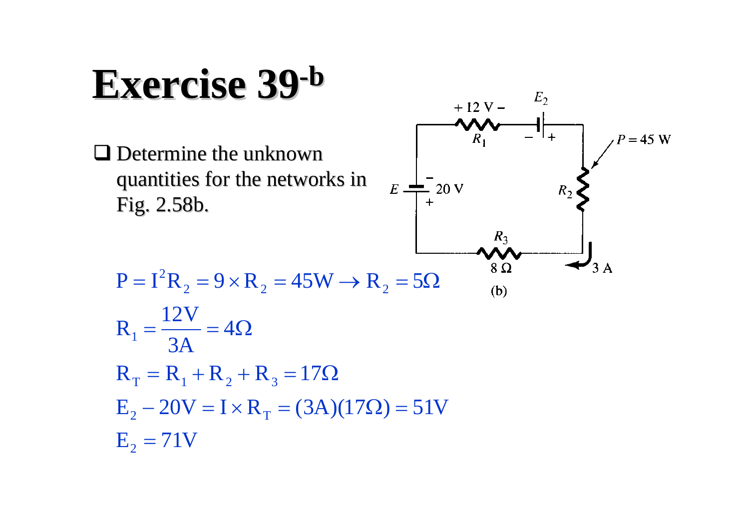# Exercise 39-b

- Determine the unknown quantities for the networks in Fig. 2.58b.

+ 12 V –

$E_2$

$R_1$

– +

$P = 45$ W

$E$ – 20 V +

$R_2$

$R_3$

8 Ω

3 A

(b)

$$P = I^2 R_2 = 9 \times R_2 = 45\text{W} \rightarrow R_2 = 5\Omega$$

$$R_1 = \frac{12\text{V}}{3\text{A}} = 4\Omega$$

$$R_T = R_1 + R_2 + R_3 = 17\Omega$$

$$E_2 - 20\text{V} = I \times R_T = (3\text{A})(17\Omega) = 51\text{V}$$

$$E_2 = 71\text{V}$$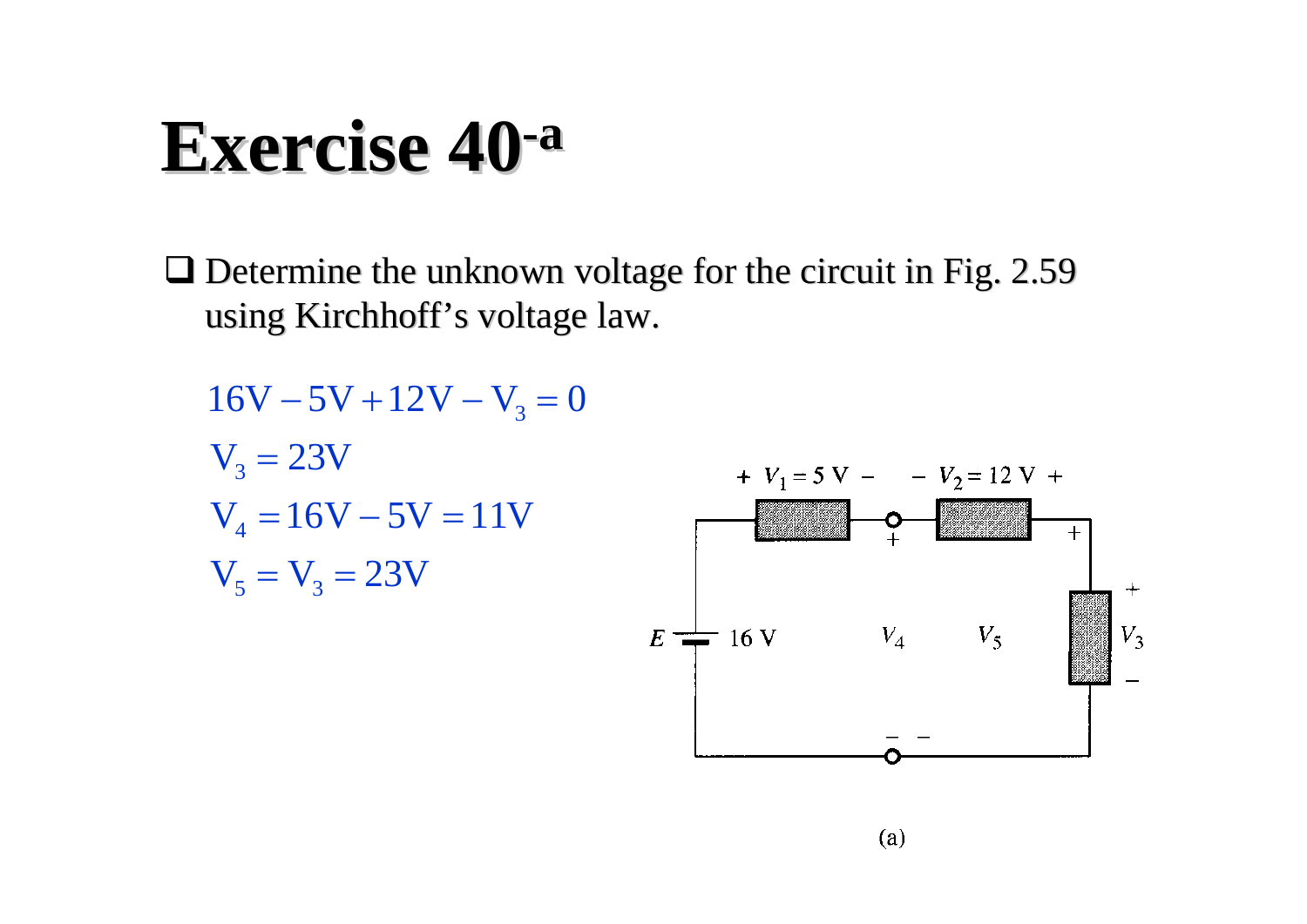# Exercise 40[-a]

- Determine the unknown voltage for the circuit in Fig. 2.59 using Kirchhoff's voltage law.

$$16\text{V} - 5\text{V} + 12\text{V} - \text{V}_3 = 0$$

$$\text{V}_3 = 23\text{V}$$

$$\text{V}_4 = 16\text{V} - 5\text{V} = 11\text{V}$$

$$\text{V}_5 = \text{V}_3 = 23\text{V}$$

(a)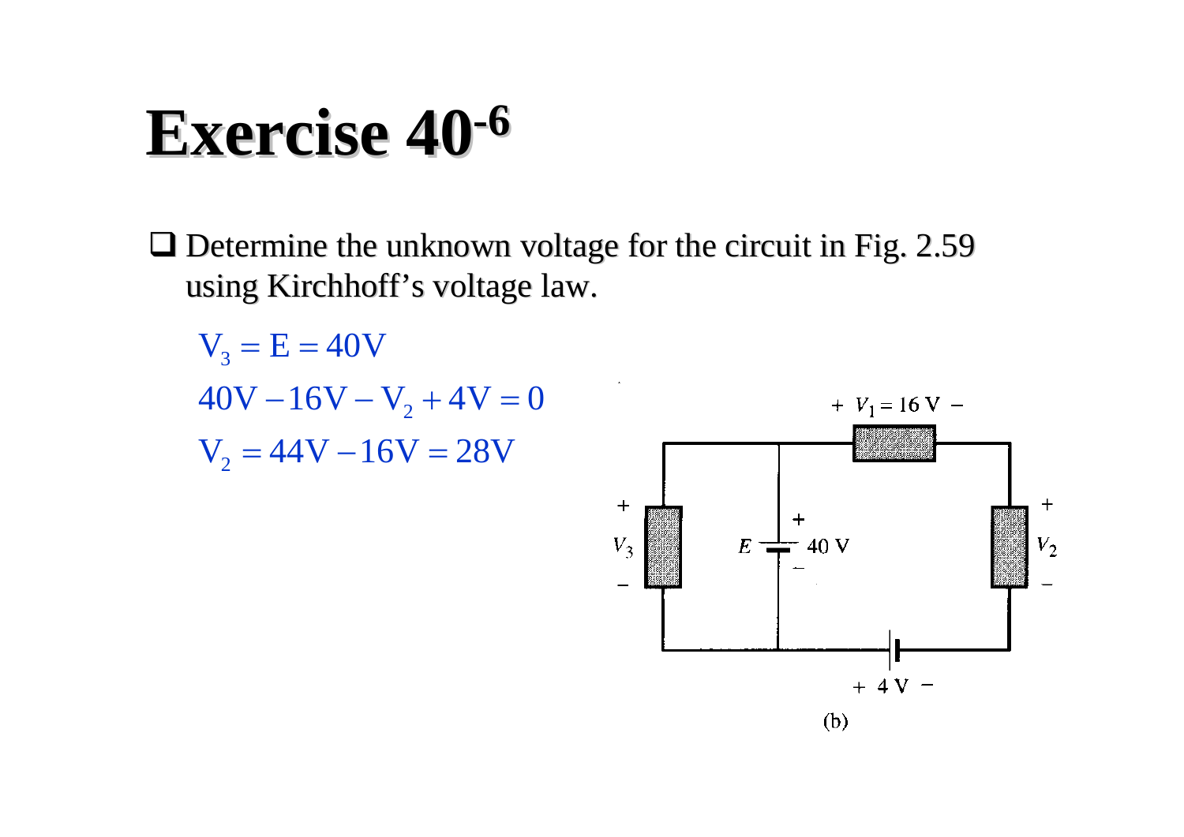# Exercise 40-6

- Determine the unknown voltage for the circuit in Fig. 2.59 using Kirchhoff's voltage law.

$$V_3 = E = 40V$$

$$40V - 16V - V_2 + 4V = 0$$

$$V_2 = 44V - 16V = 28V$$

(b)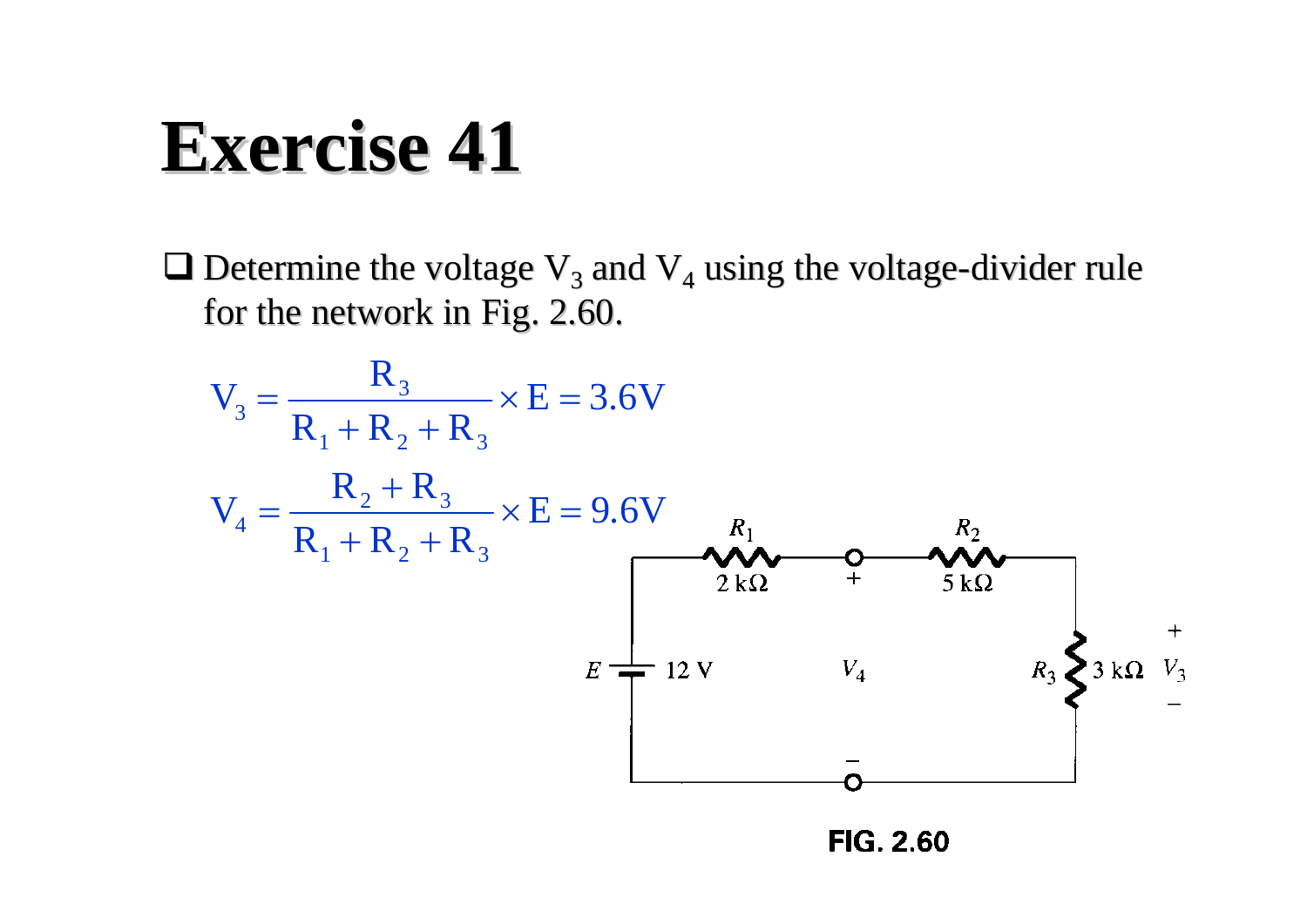# Exercise 41

- Determine the voltage $V_3$ and $V_4$ using the voltage-divider rule for the network in Fig. 2.60.

$$V_3 = \frac{R_3}{R_1 + R_2 + R_3} \times E = 3.6\text{V}$$

$$V_4 = \frac{R_2 + R_3}{R_1 + R_2 + R_3} \times E = 9.6\text{V}$$

FIG. 2.60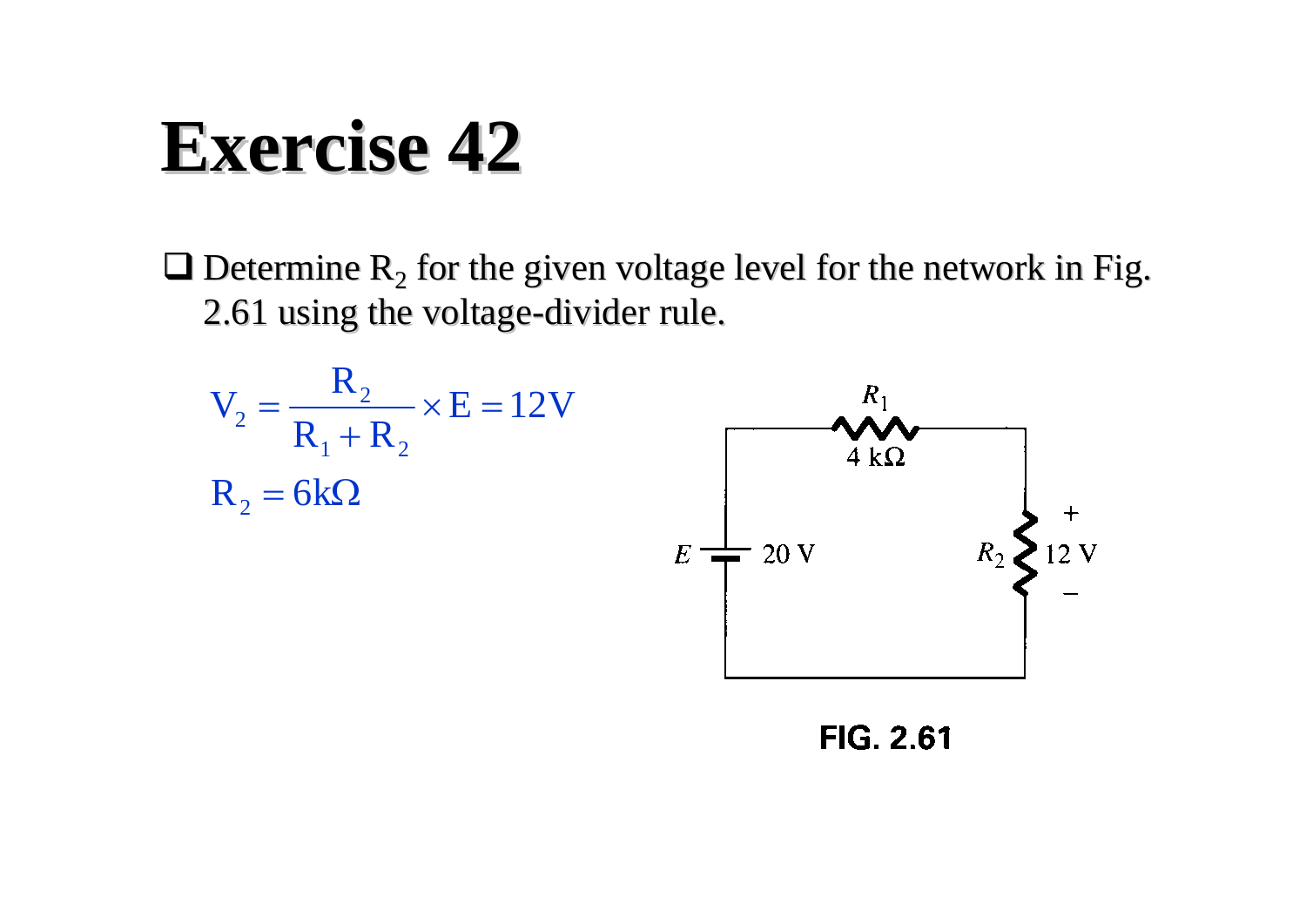# Exercise 42

- Determine $R_2$ for the given voltage level for the network in Fig. 2.61 using the voltage-divider rule.

$$V_2 = \frac{R_2}{R_1 + R_2} \times E = 12V$$

$$R_2 = 6k\Omega$$

$R_1$ 4 kΩ

$E$ 20 V

$R_2$ + 12 V −

FIG. 2.61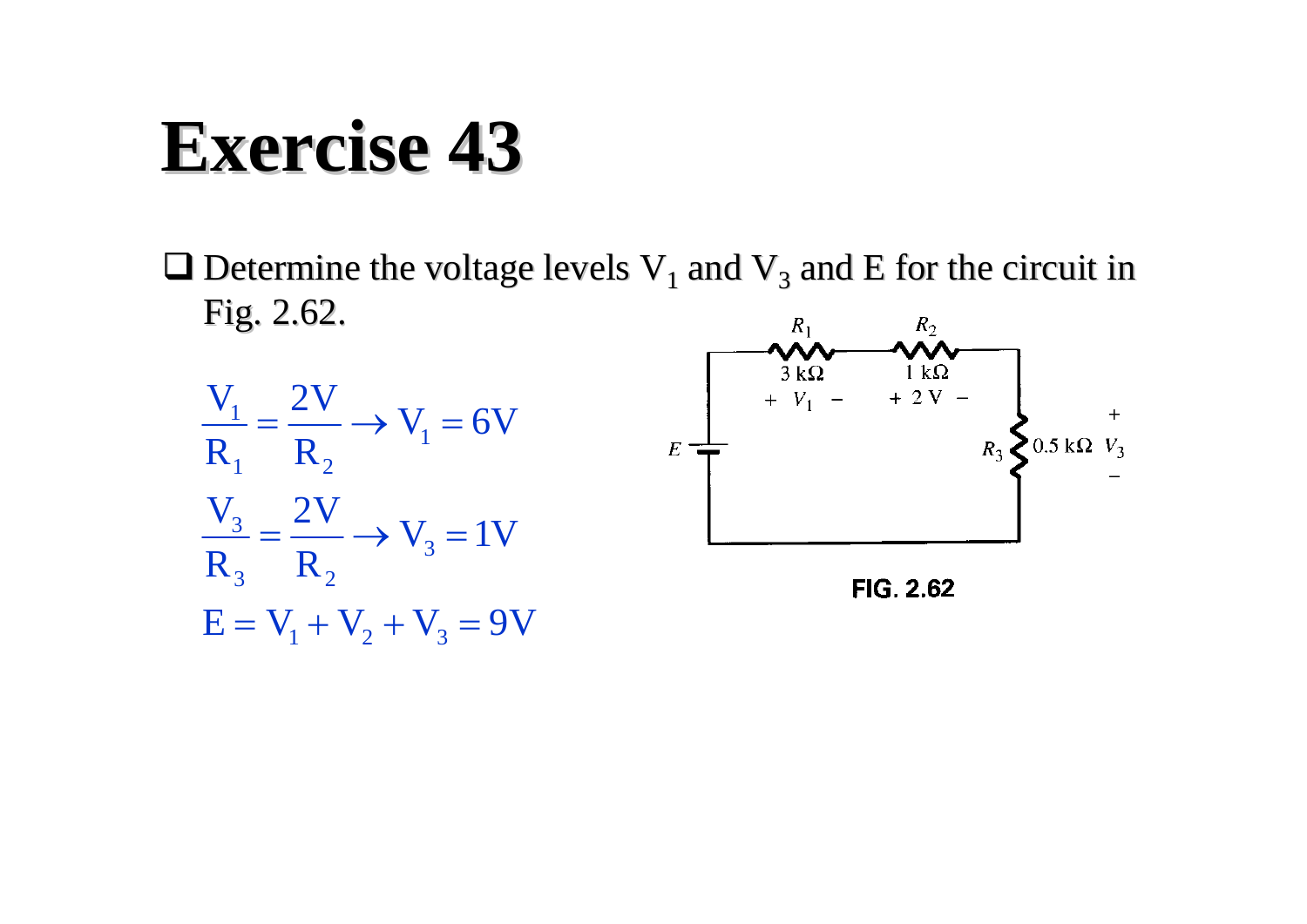# Exercise 43

- Determine the voltage levels $V_1$ and $V_3$ and E for the circuit in Fig. 2.62.

$$\frac{V_1}{R_1} = \frac{2V}{R_2} \rightarrow V_1 = 6V$$

$$\frac{V_3}{R_3} = \frac{2V}{R_2} \rightarrow V_3 = 1V$$

$$E = V_1 + V_2 + V_3 = 9V$$

FIG. 2.62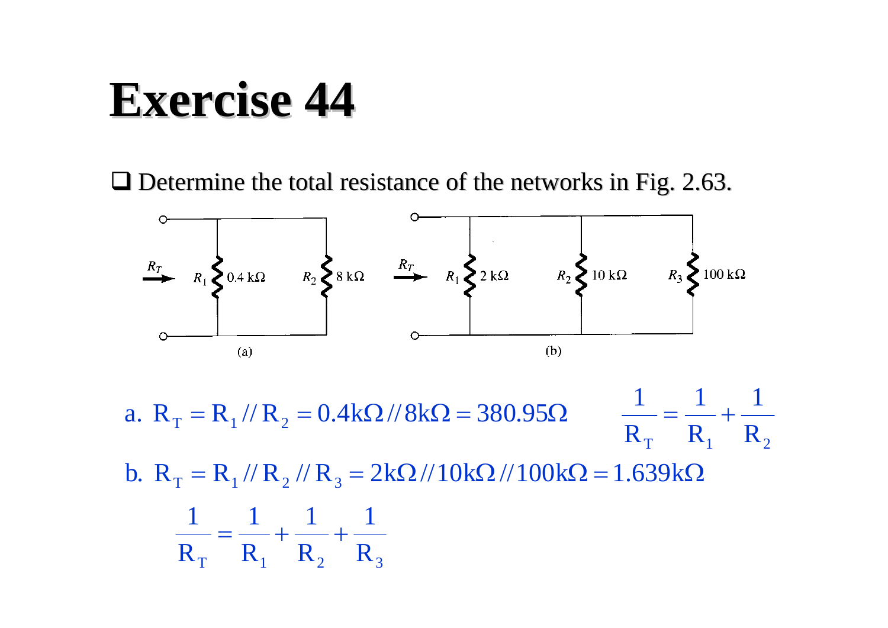# Exercise 44

- Determine the total resistance of the networks in Fig. 2.63.

(a) $R_T$: $R_1$ 0.4 kΩ, $R_2$ 8 kΩ

(b) $R_T$: $R_1$ 2 kΩ, $R_2$ 10 kΩ, $R_3$ 100 kΩ

a. $R_T = R_1 // R_2 = 0.4\text{k}\Omega // 8\text{k}\Omega = 380.95\Omega$ $\quad \dfrac{1}{R_T} = \dfrac{1}{R_1} + \dfrac{1}{R_2}$

b. $R_T = R_1 // R_2 // R_3 = 2\text{k}\Omega // 10\text{k}\Omega // 100\text{k}\Omega = 1.639\text{k}\Omega$

$$\frac{1}{R_T} = \frac{1}{R_1} + \frac{1}{R_2} + \frac{1}{R_3}$$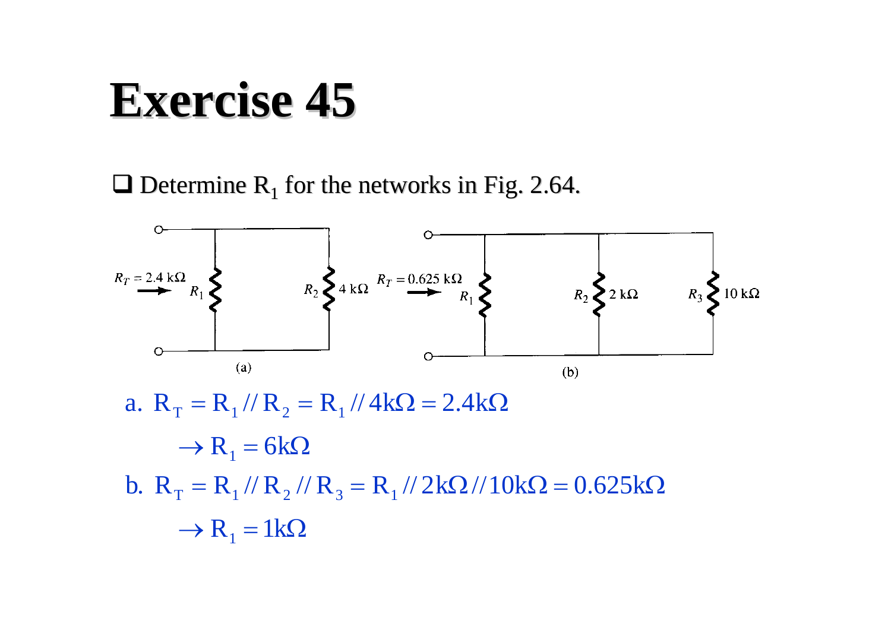# Exercise 45

- Determine $R_1$ for the networks in Fig. 2.64.

(a) $R_T = 2.4\ \text{k}\Omega$, $R_1$, $R_2$ 4 kΩ

(b) $R_T = 0.625\ \text{k}\Omega$, $R_1$, $R_2$ 2 kΩ, $R_3$ 10 kΩ

a. $R_T = R_1 // R_2 = R_1 // 4\text{k}\Omega = 2.4\text{k}\Omega$

$$\rightarrow R_1 = 6\text{k}\Omega$$

b. $R_T = R_1 // R_2 // R_3 = R_1 // 2\text{k}\Omega // 10\text{k}\Omega = 0.625\text{k}\Omega$

$$\rightarrow R_1 = 1\text{k}\Omega$$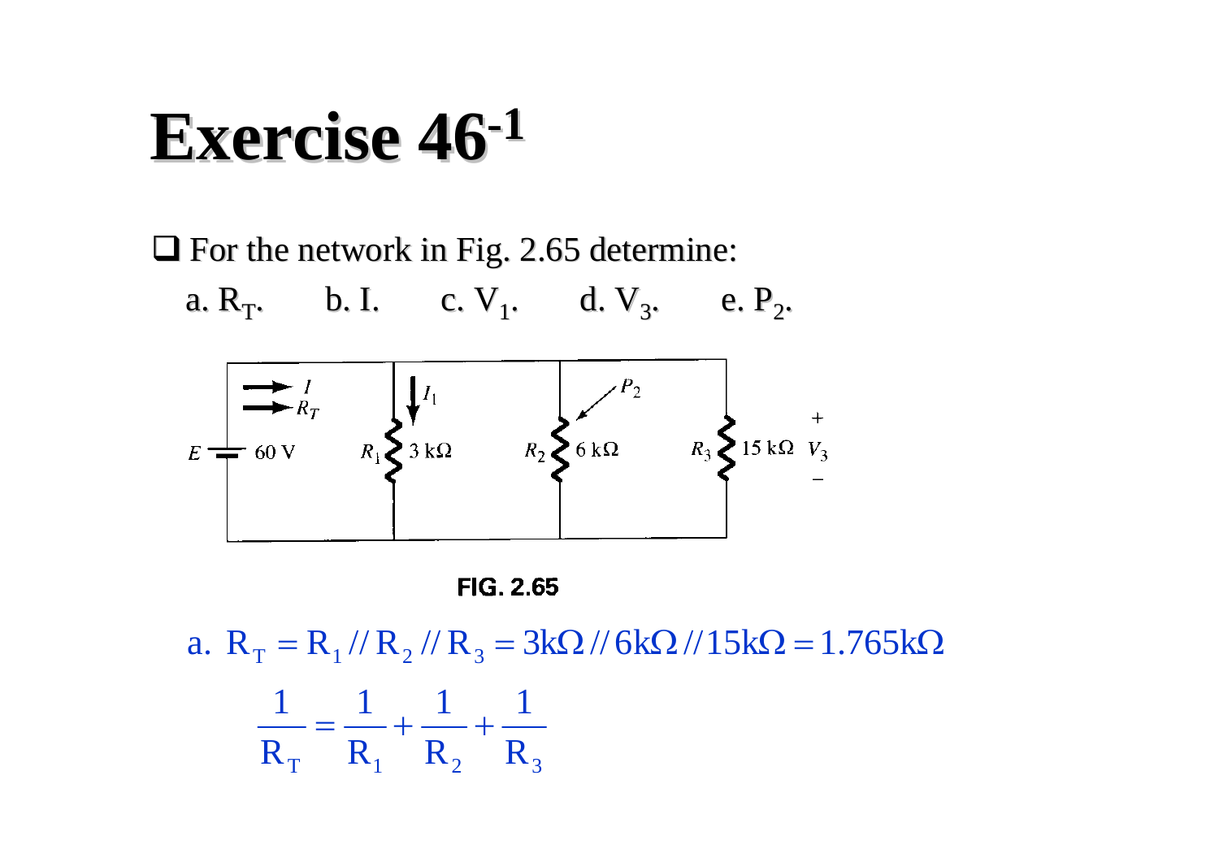# Exercise 46[-1]

- For the network in Fig. 2.65 determine:

  a. $R_T$. b. I. c. $V_1$. d. $V_3$. e. $P_2$.

FIG. 2.65

a. $R_T = R_1 // R_2 // R_3 = 3k\Omega // 6k\Omega // 15k\Omega = 1.765k\Omega$

$$\frac{1}{R_T} = \frac{1}{R_1} + \frac{1}{R_2} + \frac{1}{R_3}$$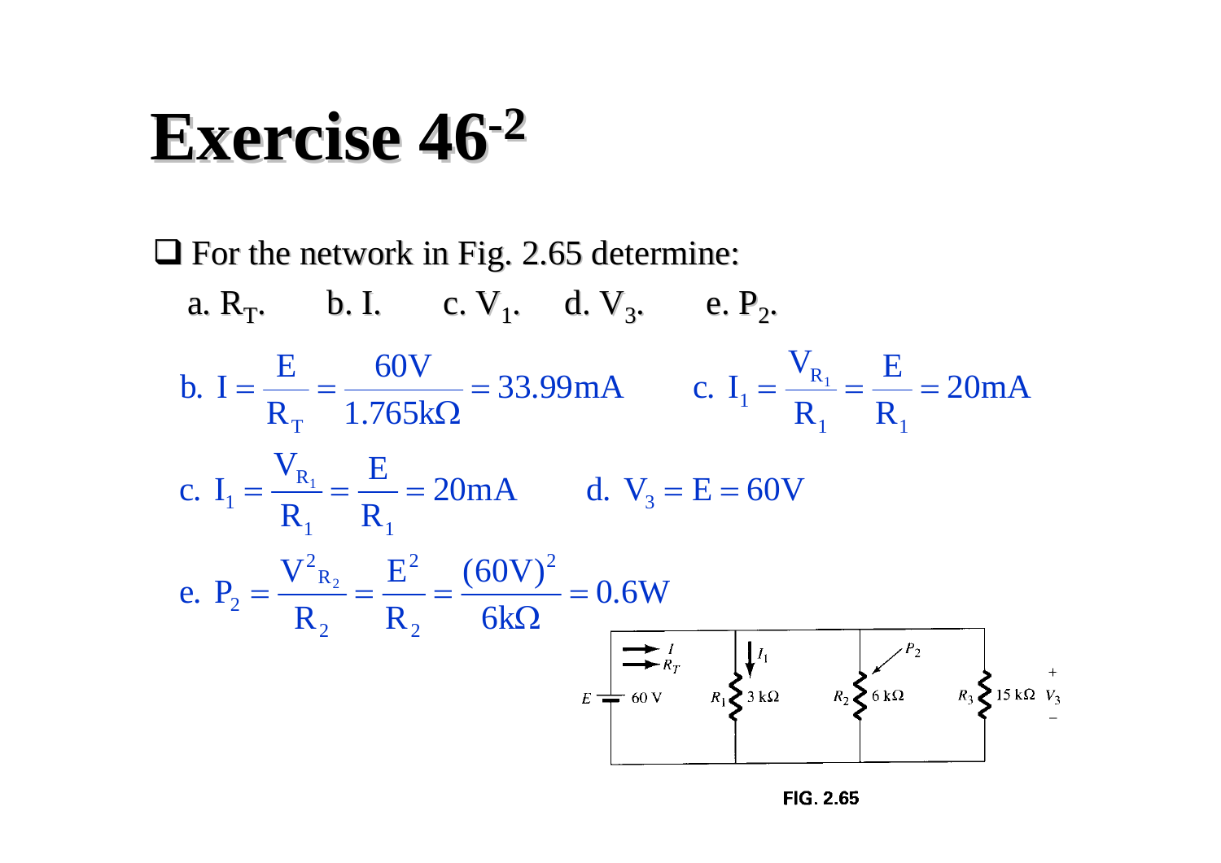# Exercise 46-2

- For the network in Fig. 2.65 determine:

  a. $R_T$. b. I. c. $V_1$. d. $V_3$. e. $P_2$.

$$\text{b. } I = \frac{E}{R_T} = \frac{60V}{1.765k\Omega} = 33.99mA \qquad \text{c. } I_1 = \frac{V_{R_1}}{R_1} = \frac{E}{R_1} = 20mA$$

$$\text{c. } I_1 = \frac{V_{R_1}}{R_1} = \frac{E}{R_1} = 20mA \qquad \text{d. } V_3 = E = 60V$$

$$\text{e. } P_2 = \frac{V^2{}_{R_2}}{R_2} = \frac{E^2}{R_2} = \frac{(60V)^2}{6k\Omega} = 0.6W$$

FIG. 2.65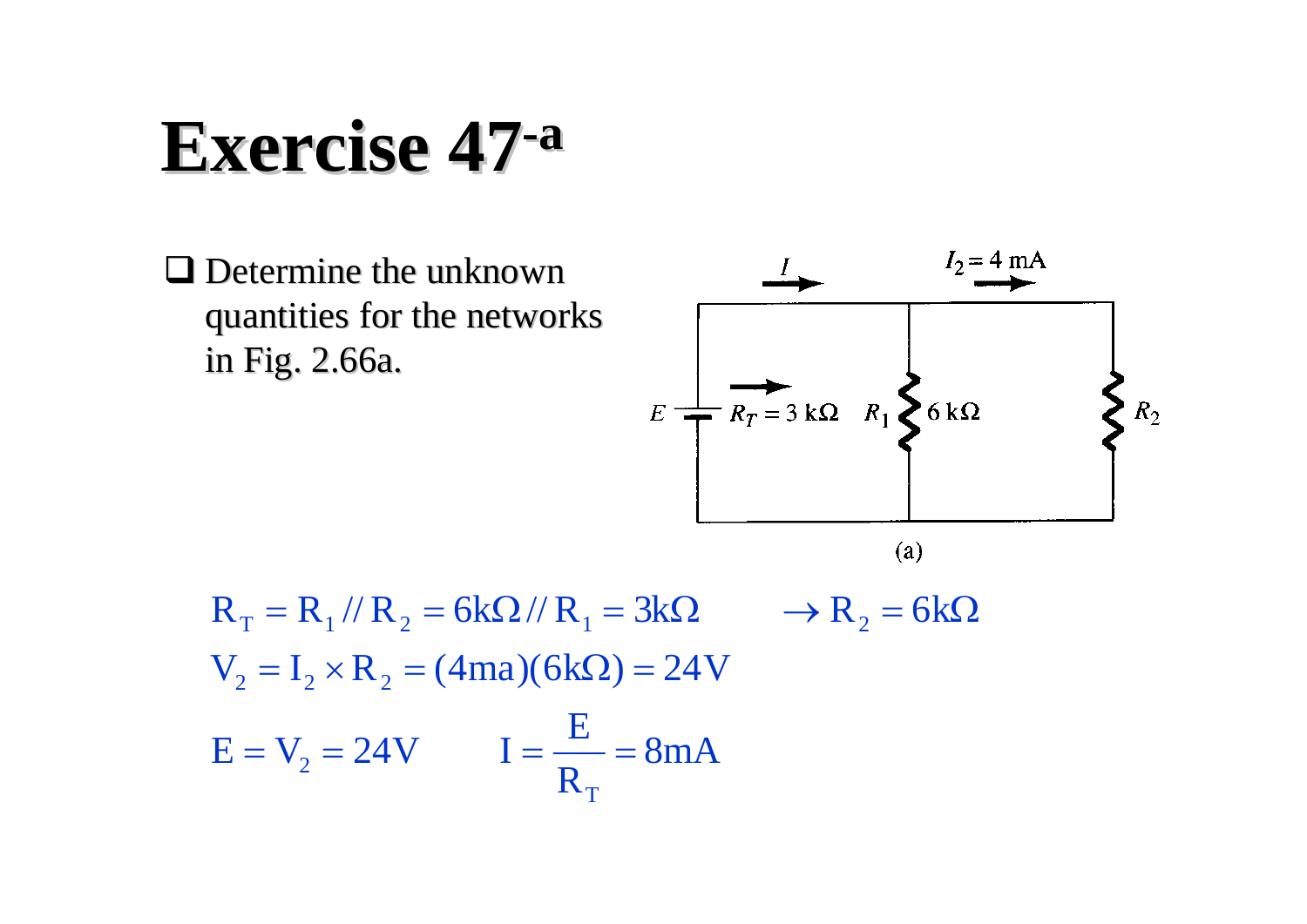# Exercise 47[-a]

- Determine the unknown quantities for the networks in Fig. 2.66a.

$E$, $R_T = 3\ \text{k}\Omega$, $R_1$ $6\ \text{k}\Omega$, $R_2$, $I$, $I_2 = 4\ \text{mA}$

(a)

$$R_T = R_1 // R_2 = 6\text{k}\Omega // R_1 = 3\text{k}\Omega \qquad \rightarrow R_2 = 6\text{k}\Omega$$

$$V_2 = I_2 \times R_2 = (4\text{ma})(6\text{k}\Omega) = 24\text{V}$$

$$E = V_2 = 24\text{V} \qquad I = \frac{E}{R_T} = 8\text{mA}$$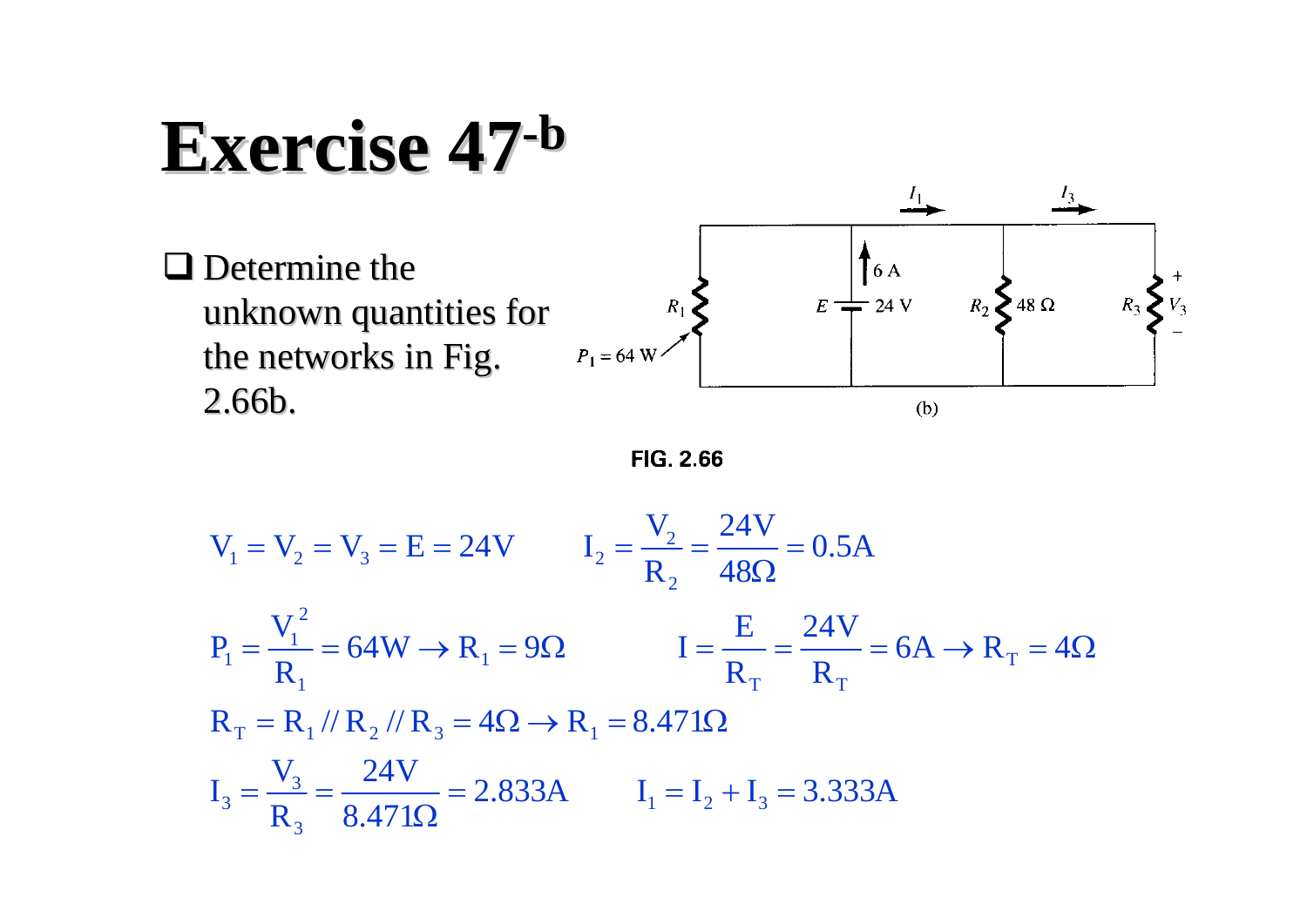# Exercise 47[-b]

- Determine the unknown quantities for the networks in Fig. 2.66b.

(b)

FIG. 2.66

$$V_1 = V_2 = V_3 = E = 24V \qquad I_2 = \frac{V_2}{R_2} = \frac{24V}{48\Omega} = 0.5A$$

$$P_1 = \frac{V_1^2}{R_1} = 64W \rightarrow R_1 = 9\Omega \qquad I = \frac{E}{R_T} = \frac{24V}{R_T} = 6A \rightarrow R_T = 4\Omega$$

$$R_T = R_1 // R_2 // R_3 = 4\Omega \rightarrow R_1 = 8.471\Omega$$

$$I_3 = \frac{V_3}{R_3} = \frac{24V}{8.471\Omega} = 2.833A \qquad I_1 = I_2 + I_3 = 3.333A$$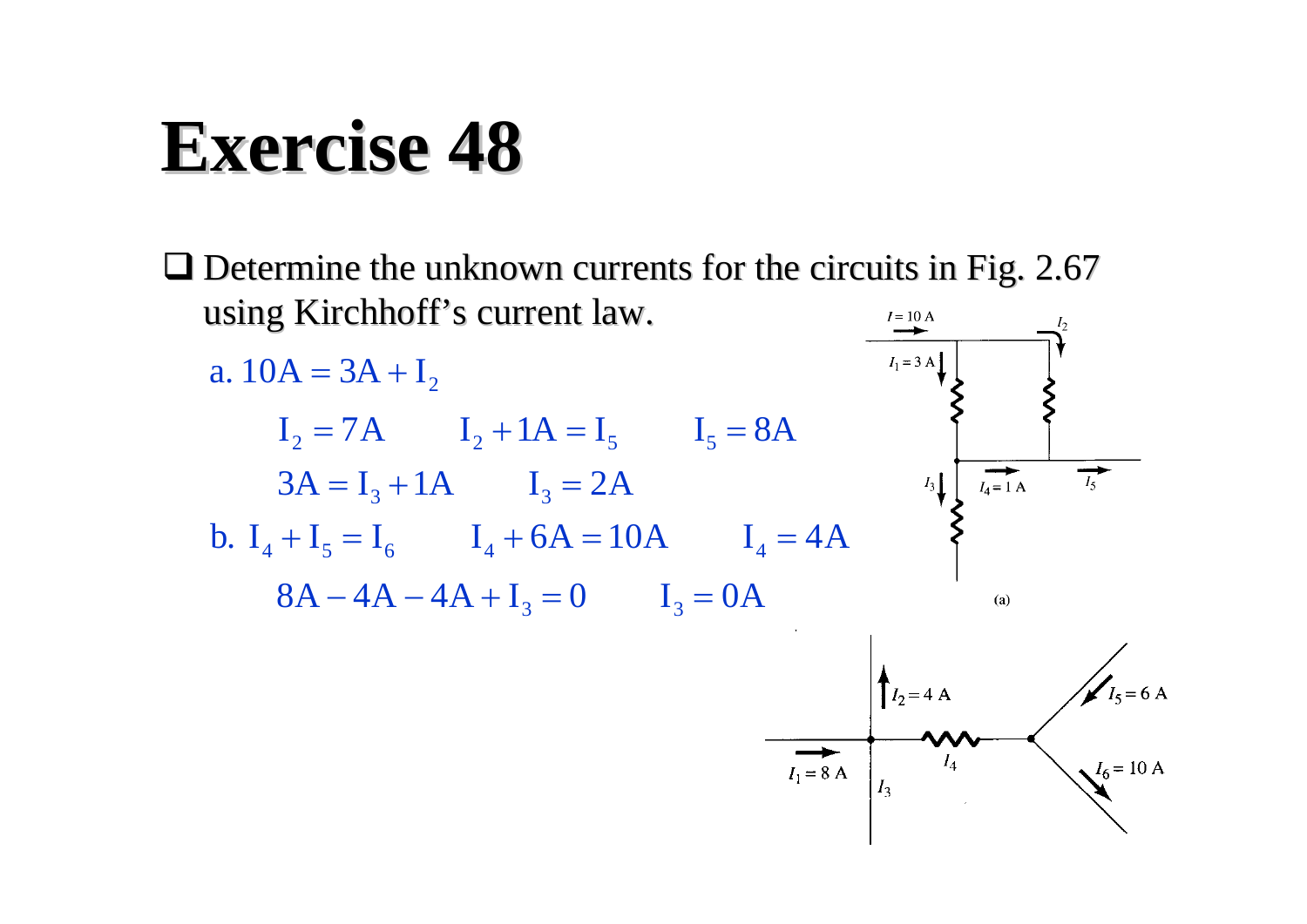# Exercise 48

- Determine the unknown currents for the circuits in Fig. 2.67 using Kirchhoff's current law.

a. $10\text{A} = 3\text{A} + \text{I}_2$

$\text{I}_2 = 7\text{A} \qquad \text{I}_2 + 1\text{A} = \text{I}_5 \qquad \text{I}_5 = 8\text{A}$

$3\text{A} = \text{I}_3 + 1\text{A} \qquad \text{I}_3 = 2\text{A}$

b. $\text{I}_4 + \text{I}_5 = \text{I}_6 \qquad \text{I}_4 + 6\text{A} = 10\text{A} \qquad \text{I}_4 = 4\text{A}$

$8\text{A} - 4\text{A} - 4\text{A} + \text{I}_3 = 0 \qquad \text{I}_3 = 0\text{A}$

(a)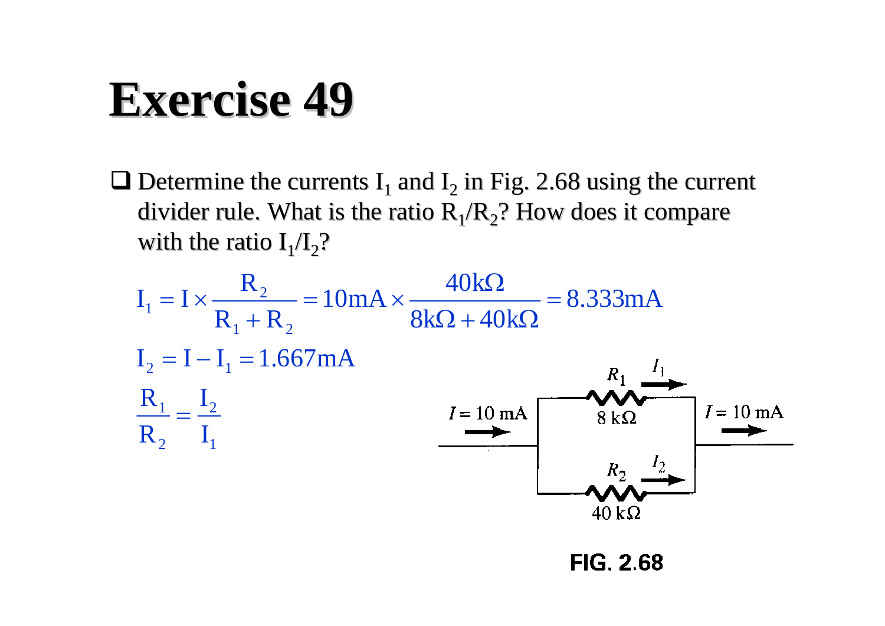# Exercise 49

- Determine the currents $I_1$ and $I_2$ in Fig. 2.68 using the current divider rule. What is the ratio $R_1/R_2$? How does it compare with the ratio $I_1/I_2$?

$$I_1 = I \times \frac{R_2}{R_1 + R_2} = 10\text{mA} \times \frac{40\text{k}\Omega}{8\text{k}\Omega + 40\text{k}\Omega} = 8.333\text{mA}$$

$$I_2 = I - I_1 = 1.667\text{mA}$$

$$\frac{R_1}{R_2} = \frac{I_2}{I_1}$$

$I = 10$ mA, $R_1$ = 8 kΩ, $I_1$, $R_2$ = 40 kΩ, $I_2$, $I = 10$ mA

FIG. 2.68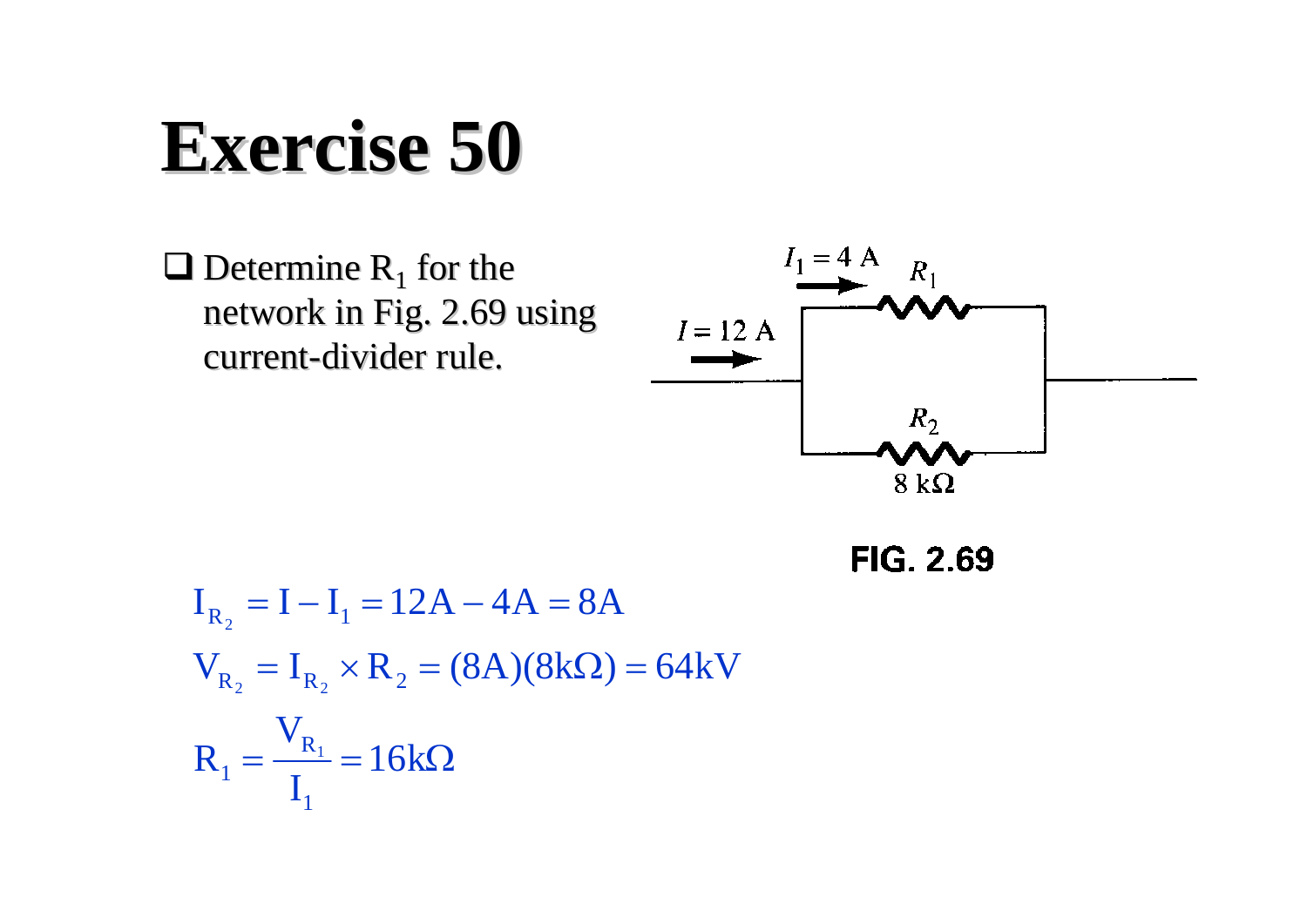# Exercise 50

- Determine $R_1$ for the network in Fig. 2.69 using current-divider rule.

FIG. 2.69

$$I_{R_2} = I - I_1 = 12A - 4A = 8A$$

$$V_{R_2} = I_{R_2} \times R_2 = (8A)(8k\Omega) = 64kV$$

$$R_1 = \frac{V_{R_1}}{I_1} = 16k\Omega$$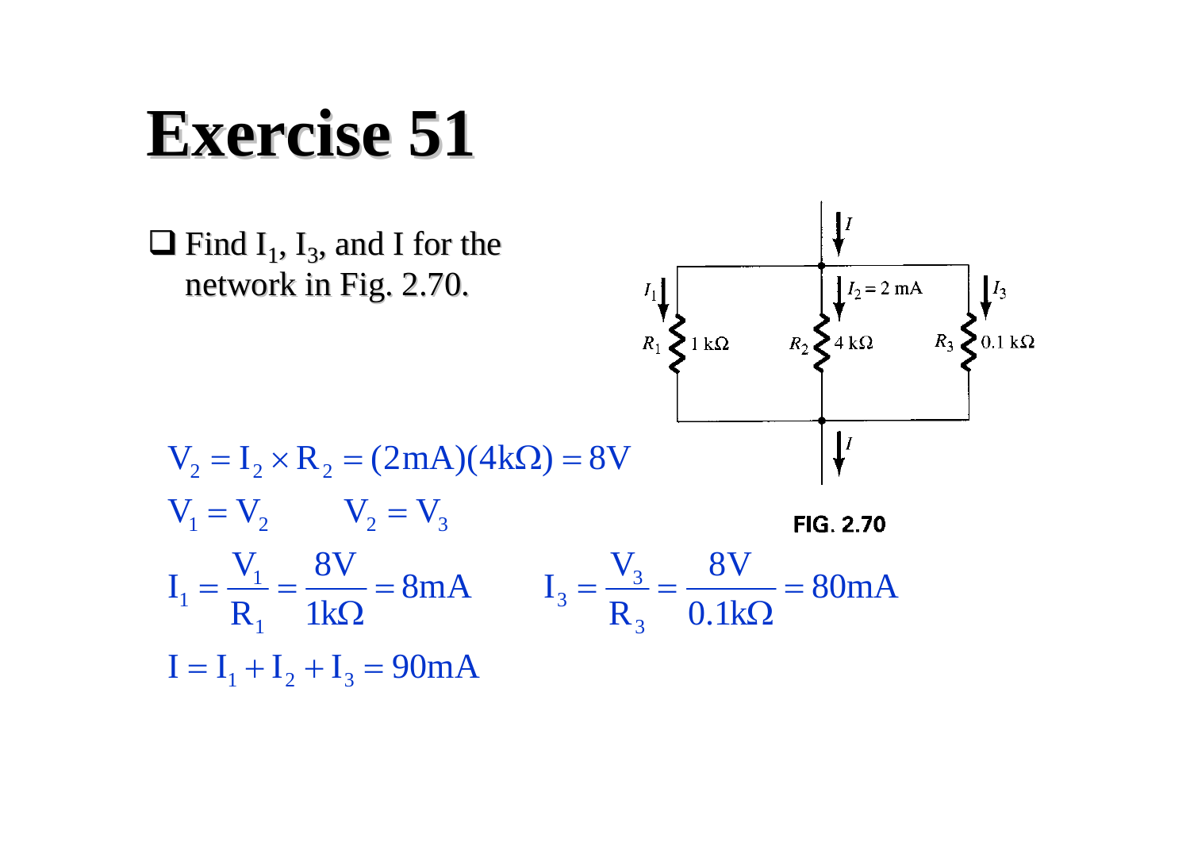# Exercise 51

- Find $I_1$, $I_3$, and I for the network in Fig. 2.70.

FIG. 2.70

$$V_2 = I_2 \times R_2 = (2\text{mA})(4\text{k}\Omega) = 8\text{V}$$

$$V_1 = V_2 \qquad V_2 = V_3$$

$$I_1 = \frac{V_1}{R_1} = \frac{8\text{V}}{1\text{k}\Omega} = 8\text{mA} \qquad I_3 = \frac{V_3}{R_3} = \frac{8\text{V}}{0.1\text{k}\Omega} = 80\text{mA}$$

$$I = I_1 + I_2 + I_3 = 90\text{mA}$$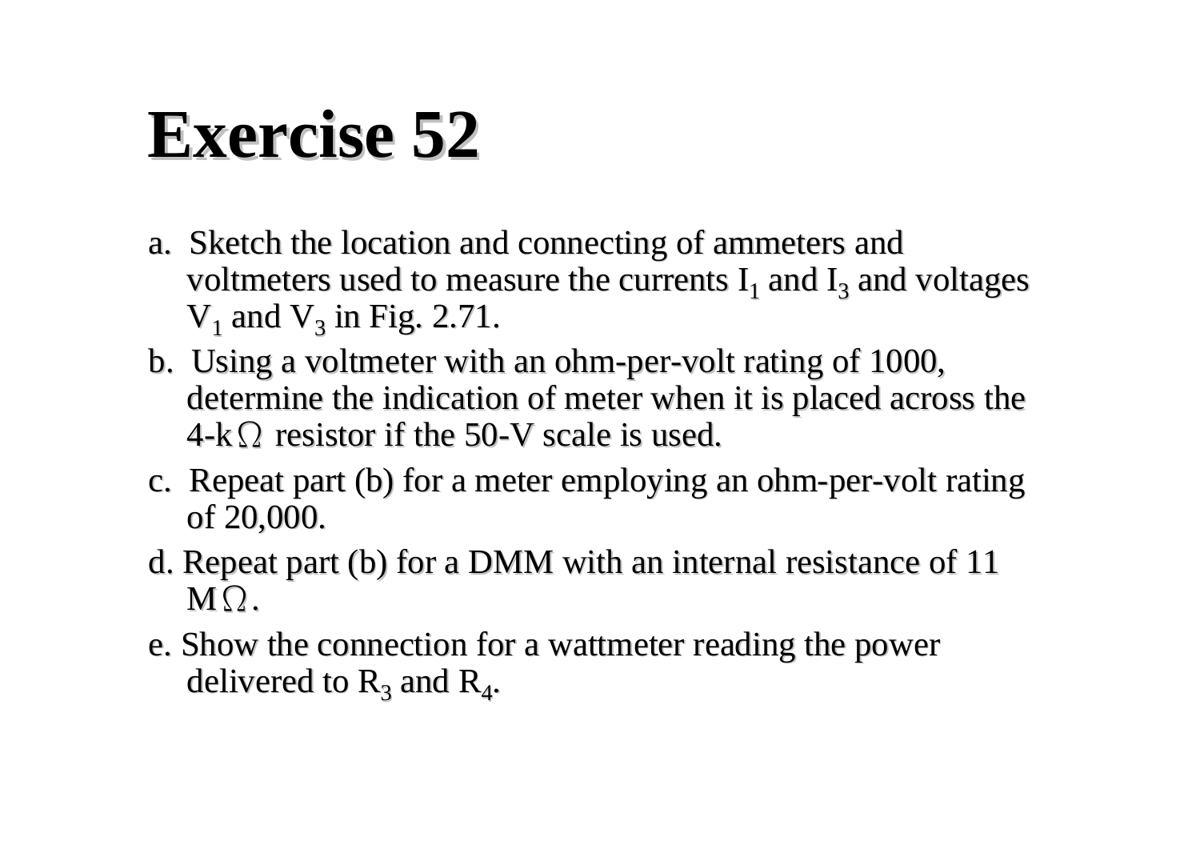# Exercise 52

a. Sketch the location and connecting of ammeters and voltmeters used to measure the currents $I_1$ and $I_3$ and voltages $V_1$ and $V_3$ in Fig. 2.71.

b. Using a voltmeter with an ohm-per-volt rating of 1000, determine the indication of meter when it is placed across the 4-kΩ resistor if the 50-V scale is used.

c. Repeat part (b) for a meter employing an ohm-per-volt rating of 20,000.

d. Repeat part (b) for a DMM with an internal resistance of 11 MΩ.

e. Show the connection for a wattmeter reading the power delivered to $R_3$ and $R_4$.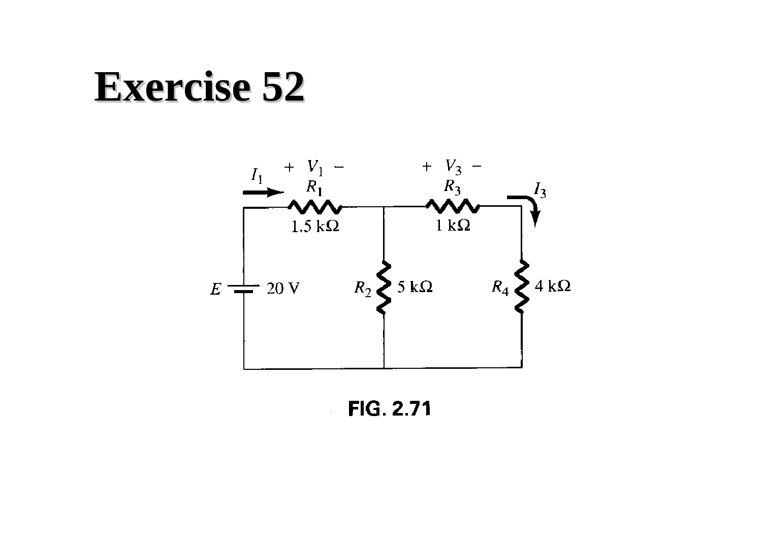# Exercise 52

$I_1$

$+ \ V_1 \ -$

$R_1$

$1.5\ k\Omega$

$+ \ V_3 \ -$

$R_3$

$1\ k\Omega$

$I_3$

$E$

20 V

$R_2$

$5\ k\Omega$

$R_4$

$4\ k\Omega$

FIG. 2.71